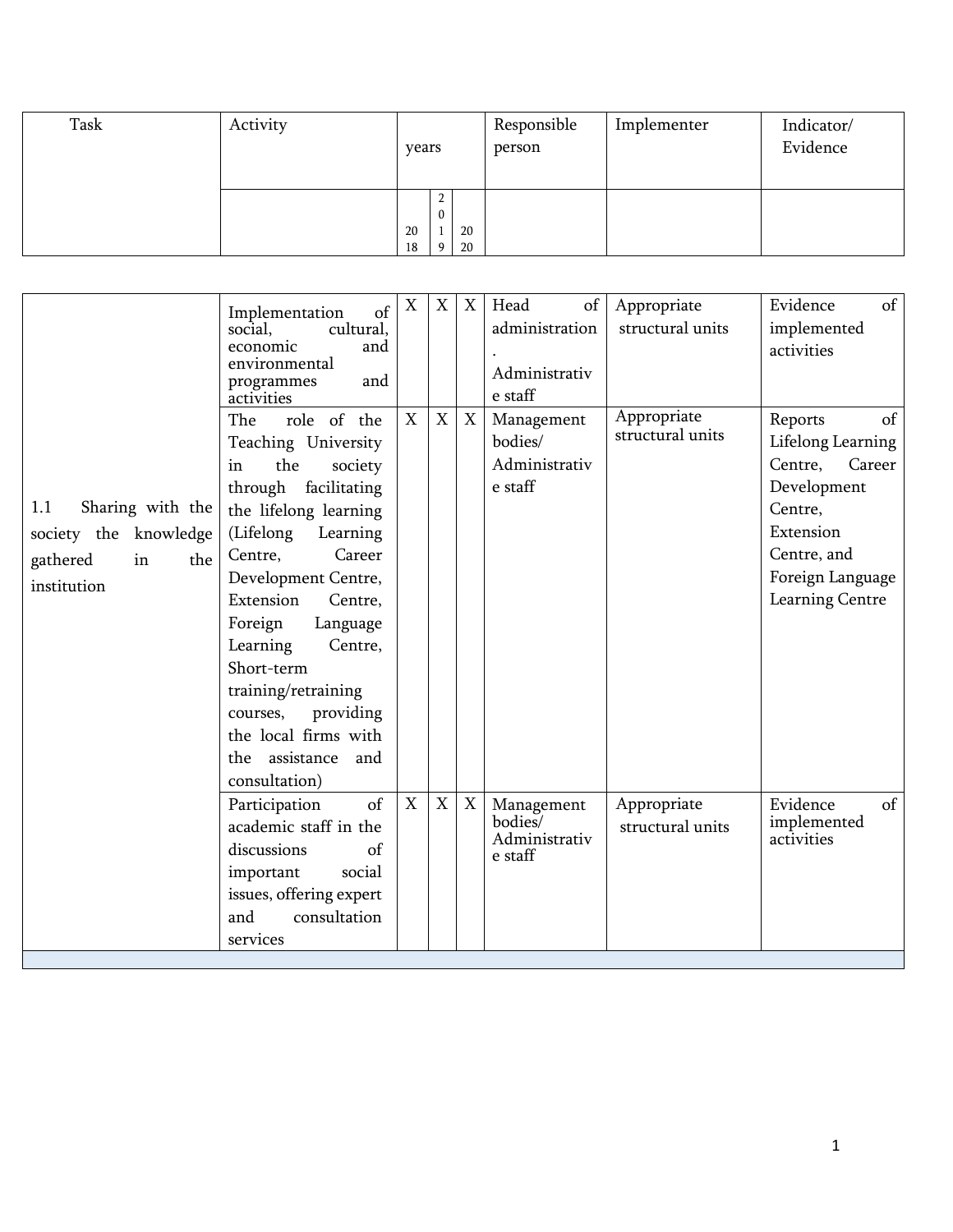| Task | Activity | years | | | Responsible person | Implementer | Indicator/ Evidence |
|---|---|---|---|---|---|---|---|
| | | 2018 | 2019 | 2020 | | | |
| 1.1 Sharing with the society the knowledge gathered in the institution | Implementation of social, cultural, economic and environmental programmes and activities | X | X | X | Head of administration. Administrative staff | Appropriate structural units | Evidence of implemented activities |
| | The role of the Teaching University in the society through facilitating the lifelong learning (Lifelong Learning Centre, Career Development Centre, Extension Centre, Foreign Language Learning Centre, Short-term training/retraining courses, providing the local firms with the assistance and consultation) | X | X | X | Management bodies/ Administrative staff | Appropriate structural units | Reports of Lifelong Learning Centre, Career Development Centre, Extension Centre, and Foreign Language Learning Centre |
| | Participation of academic staff in the discussions of important social issues, offering expert and consultation services | X | X | X | Management bodies/ Administrative staff | Appropriate structural units | Evidence of implemented activities |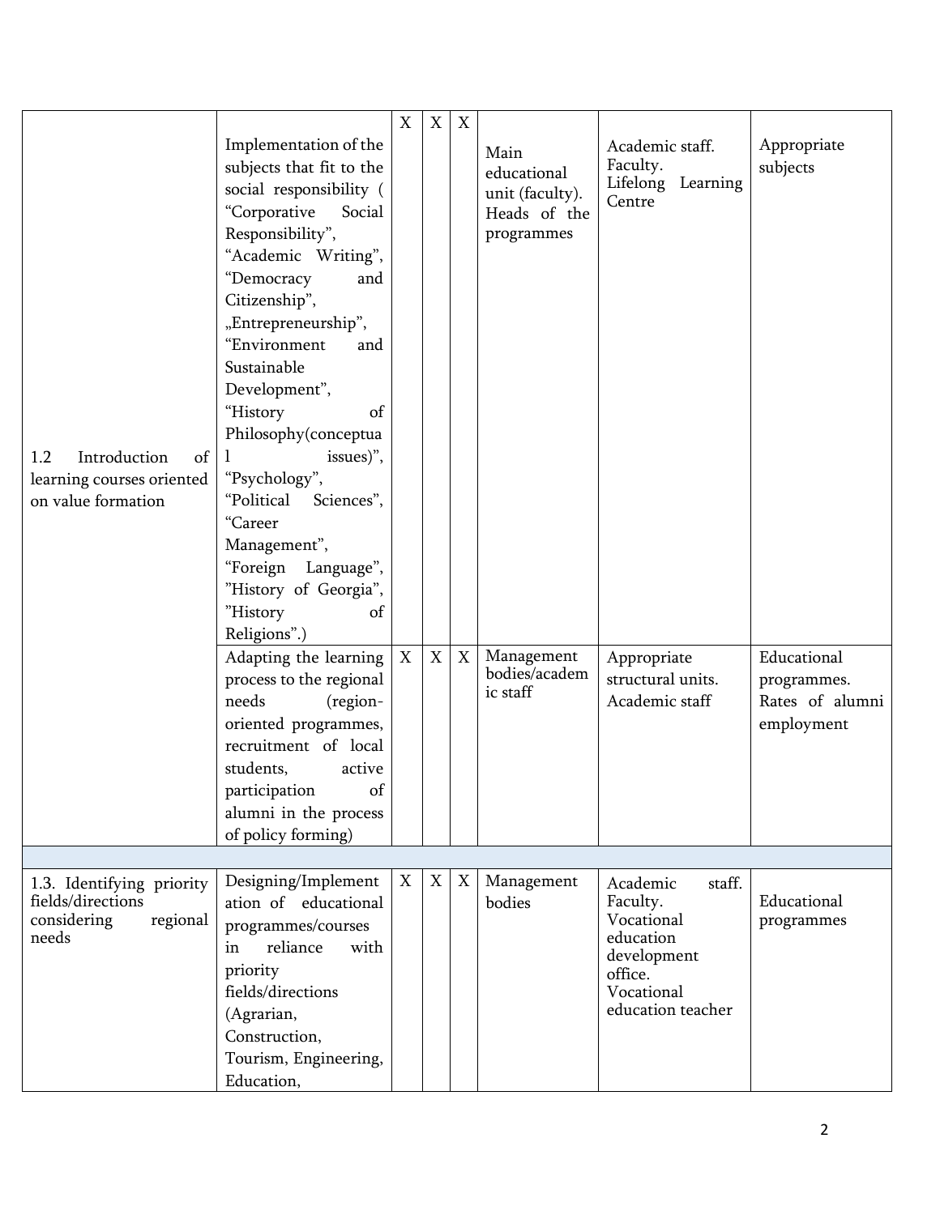| | | | | | | | |
|---|---|---|---|---|---|---|---|
| 1.2 Introduction of learning courses oriented on value formation | Implementation of the subjects that fit to the social responsibility ( “Corporative Social Responsibility”, “Academic Writing”, “Democracy and Citizenship”, „Entrepreneurship”, “Environment and Sustainable Development”, “History of Philosophy(conceptual issues)”, “Psychology”, “Political Sciences”, “Career Management”, “Foreign Language”, ”History of Georgia”, ”History of Religions”.) | X | X | X | Main educational unit (faculty). Heads of the programmes | Academic staff. Faculty. Lifelong Learning Centre | Appropriate subjects |
| | Adapting the learning process to the regional needs (region-oriented programmes, recruitment of local students, active participation of alumni in the process of policy forming) | X | X | X | Management bodies/academic staff | Appropriate structural units. Academic staff | Educational programmes. Rates of alumni employment |
| | | | | | | | |
| 1.3. Identifying priority fields/directions considering regional needs | Designing/Implementation of educational programmes/courses in reliance with priority fields/directions (Agrarian, Construction, Tourism, Engineering, Education, | X | X | X | Management bodies | Academic staff. Faculty. Vocational education development office. Vocational education teacher | Educational programmes |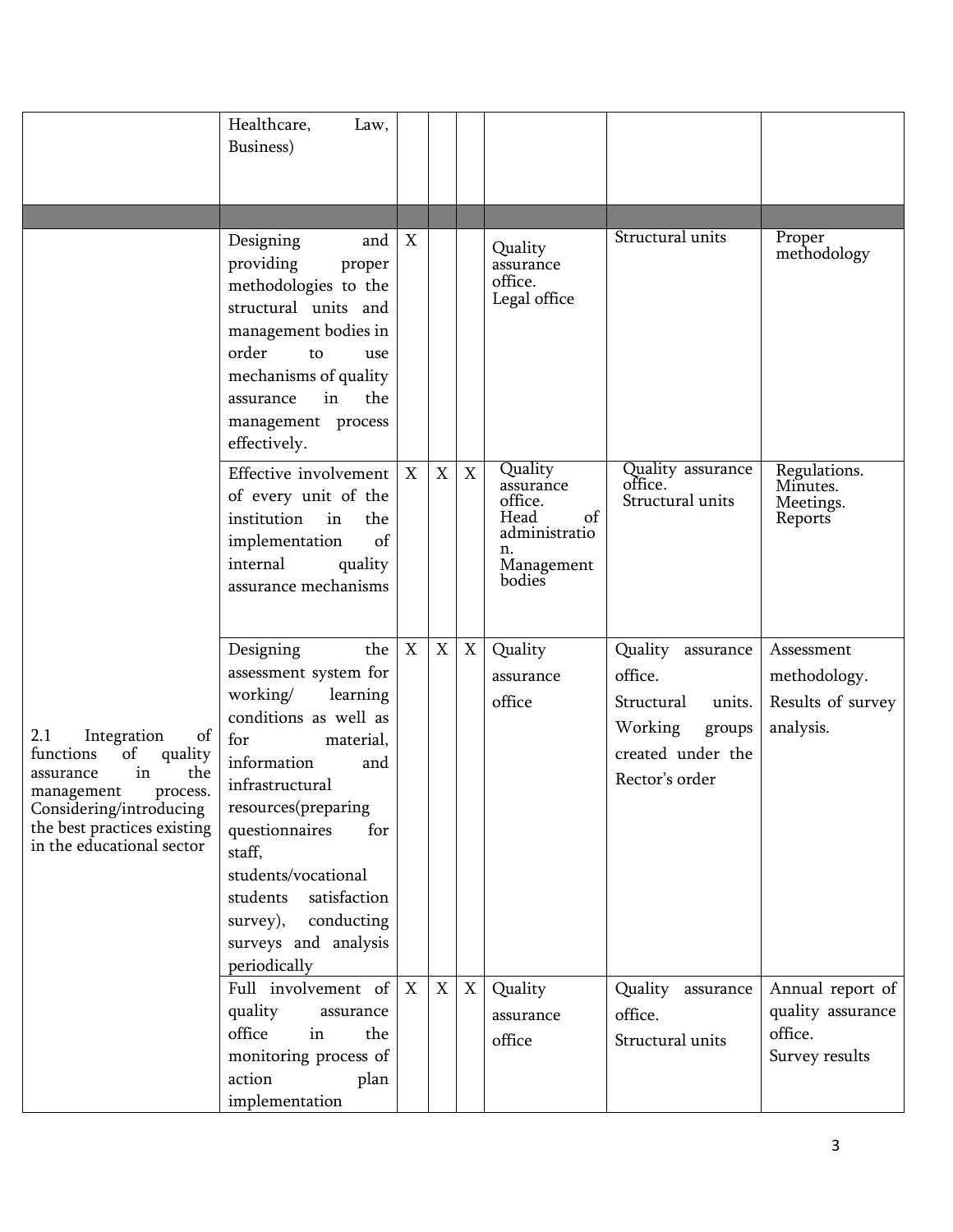| | | | | | | | |
|---|---|---|---|---|---|---|---|
| | Healthcare, Law, Business) | | | | | | |
| | | | | | | | |
| 2.1 Integration of functions of quality assurance in the management process. Considering/introducing the best practices existing in the educational sector | Designing and providing proper methodologies to the structural units and management bodies in order to use mechanisms of quality assurance in the management process effectively. | X | | | Quality assurance office. Legal office | Structural units | Proper methodology |
| | Effective involvement of every unit of the institution in the implementation of internal quality assurance mechanisms | X | X | X | Quality assurance office. Head of administration. Management bodies | Quality assurance office. Structural units | Regulations. Minutes. Meetings. Reports |
| | Designing the assessment system for working/ learning conditions as well as for material, information and infrastructural resources(preparing questionnaires for staff, students/vocational students satisfaction survey), conducting surveys and analysis periodically | X | X | X | Quality assurance office | Quality assurance office. Structural units. Working groups created under the Rector's order | Assessment methodology. Results of survey analysis. |
| | Full involvement of quality assurance office in the monitoring process of action plan implementation | X | X | X | Quality assurance office | Quality assurance office. Structural units | Annual report of quality assurance office. Survey results |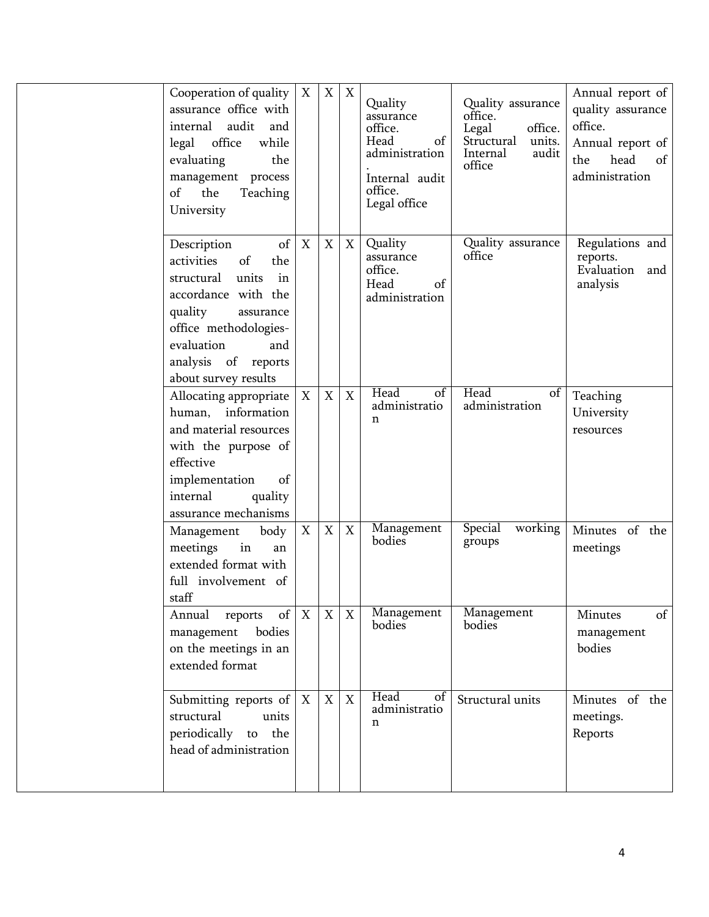| | | | | | | | |
|---|---|---|---|---|---|---|---|
| | Cooperation of quality assurance office with internal audit and legal office while evaluating the management process of the Teaching University | X | X | X | Quality assurance office. Head of administration. Internal audit office. Legal office | Quality assurance office. Legal office. Structural units. Internal audit office | Annual report of quality assurance office. Annual report of the head of administration |
| | Description of activities of the structural units in accordance with the quality assurance office methodologies-evaluation and analysis of reports about survey results | X | X | X | Quality assurance office. Head of administration | Quality assurance office | Regulations and reports. Evaluation and analysis |
| | Allocating appropriate human, information and material resources with the purpose of effective implementation of internal quality assurance mechanisms | X | X | X | Head of administration | Head of administration | Teaching University resources |
| | Management body meetings in an extended format with full involvement of staff | X | X | X | Management bodies | Special working groups | Minutes of the meetings |
| | Annual reports of management bodies on the meetings in an extended format | X | X | X | Management bodies | Management bodies | Minutes of management bodies |
| | Submitting reports of structural units periodically to the head of administration | X | X | X | Head of administration | Structural units | Minutes of the meetings. Reports |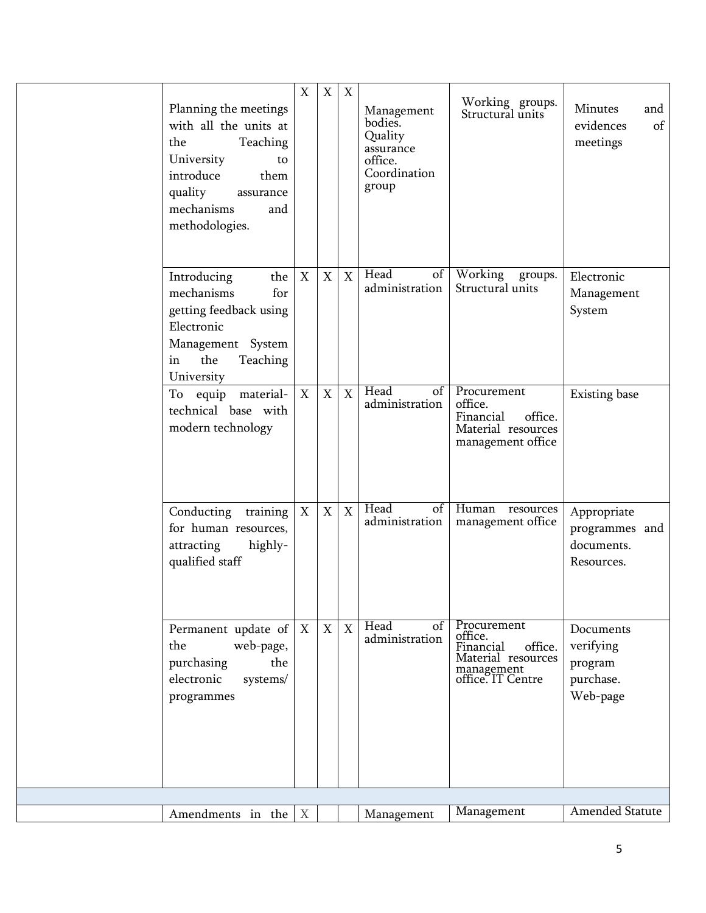| | | | | | | | |
|---|---|---|---|---|---|---|---|
| | Planning the meetings with all the units at the Teaching University to introduce them quality assurance mechanisms and methodologies. | X | X | X | Management bodies. Quality assurance office. Coordination group | Working groups. Structural units | Minutes and evidences of meetings |
| | Introducing the mechanisms for getting feedback using Electronic Management System in the Teaching University | X | X | X | Head of administration | Working groups. Structural units | Electronic Management System |
| | To equip material-technical base with modern technology | X | X | X | Head of administration | Procurement office. Financial office. Material resources management office | Existing base |
| | Conducting training for human resources, attracting highly-qualified staff | X | X | X | Head of administration | Human resources management office | Appropriate programmes and documents. Resources. |
| | Permanent update of the web-page, purchasing the electronic systems/ programmes | X | X | X | Head of administration | Procurement office. Financial office. Material resources management office. IT Centre | Documents verifying program purchase. Web-page |
| | | | | | | | |
| | Amendments in the | X | | | Management | Management | Amended Statute |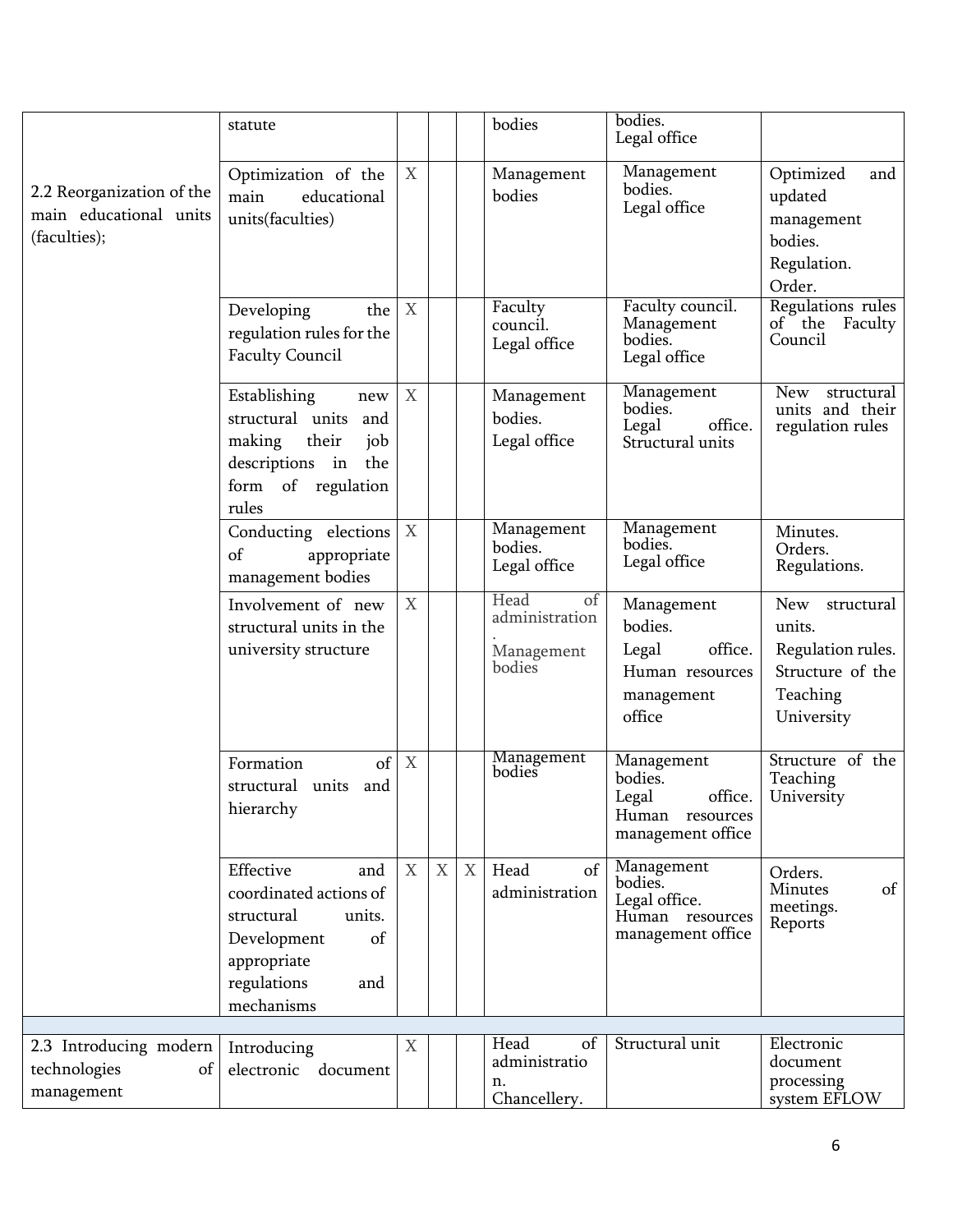|  |  |  |  |  |  |  |  |
|---|---|---|---|---|---|---|---|
|  | statute |  |  |  | bodies | bodies. Legal office |  |
| 2.2 Reorganization of the main educational units (faculties); | Optimization of the main educational units(faculties) | X |  |  | Management bodies | Management bodies. Legal office | Optimized and updated management bodies. Regulation. Order. |
|  | Developing the regulation rules for the Faculty Council | X |  |  | Faculty council. Legal office | Faculty council. Management bodies. Legal office | Regulations rules of the Faculty Council |
|  | Establishing new structural units and making their job descriptions in the form of regulation rules | X |  |  | Management bodies. Legal office | Management bodies. Legal office. Structural units | New structural units and their regulation rules |
|  | Conducting elections of appropriate management bodies | X |  |  | Management bodies. Legal office | Management bodies. Legal office | Minutes. Orders. Regulations. |
|  | Involvement of new structural units in the university structure | X |  |  | Head of administration. Management bodies | Management bodies. Legal office. Human resources management office | New structural units. Regulation rules. Structure of the Teaching University |
|  | Formation of structural units and hierarchy | X |  |  | Management bodies | Management bodies. Legal office. Human resources management office | Structure of the Teaching University |
|  | Effective and coordinated actions of structural units. Development of appropriate regulations and mechanisms | X | X | X | Head of administration | Management bodies. Legal office. Human resources management office | Orders. Minutes of meetings. Reports |
|  |  |  |  |  |  |  |  |
| 2.3 Introducing modern technologies of management | Introducing electronic document | X |  |  | Head of administration. Chancellery. | Structural unit | Electronic document processing system EFLOW |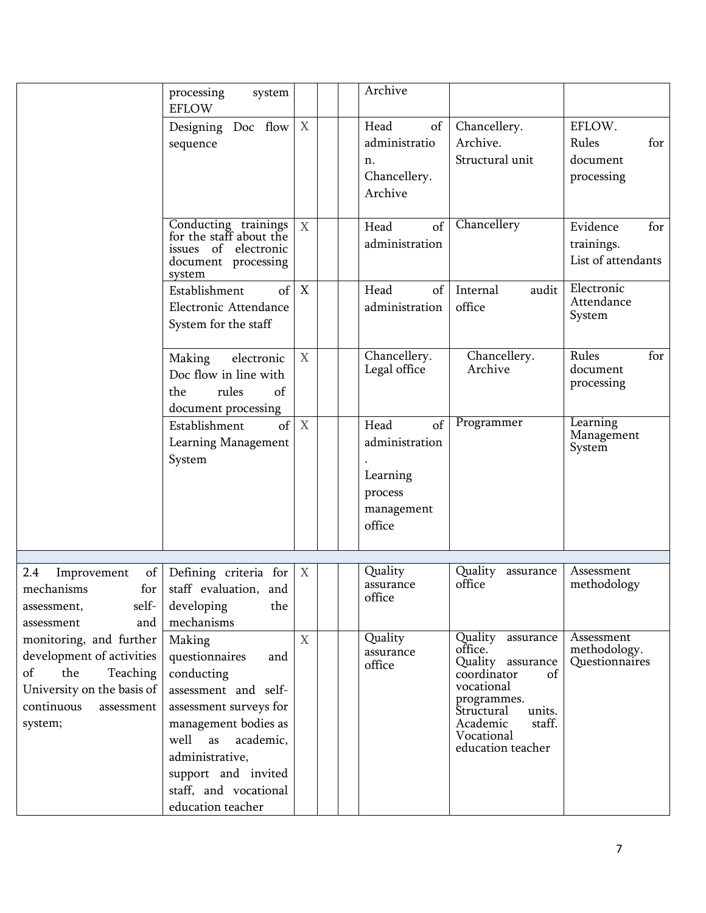| | | | | | | | |
|---|---|---|---|---|---|---|---|
| | processing system EFLOW | | | | Archive | | |
| | Designing Doc flow sequence | X | | | Head of administration. Chancellery. Archive | Chancellery. Archive. Structural unit | EFLOW. Rules for document processing |
| | Conducting trainings for the staff about the issues of electronic document processing system | X | | | Head of administration | Chancellery | Evidence for trainings. List of attendants |
| | Establishment of Electronic Attendance System for the staff | X | | | Head of administration | Internal audit office | Electronic Attendance System |
| | Making electronic Doc flow in line with the rules of document processing | X | | | Chancellery. Legal office | Chancellery. Archive | Rules for document processing |
| | Establishment of Learning Management System | X | | | Head of administration. Learning process management office | Programmer | Learning Management System |
| | | | | | | | |
| 2.4 Improvement of mechanisms for assessment, self-assessment and monitoring, and further development of activities of the Teaching University on the basis of continuous assessment system; | Defining criteria for staff evaluation, and developing the mechanisms | X | | | Quality assurance office | Quality assurance office | Assessment methodology |
| | Making questionnaires and conducting assessment and self-assessment surveys for management bodies as well as academic, administrative, support and invited staff, and vocational education teacher | X | | | Quality assurance office | Quality assurance office. Quality assurance coordinator of vocational programmes. Structural units. Academic staff. Vocational education teacher | Assessment methodology. Questionnaires |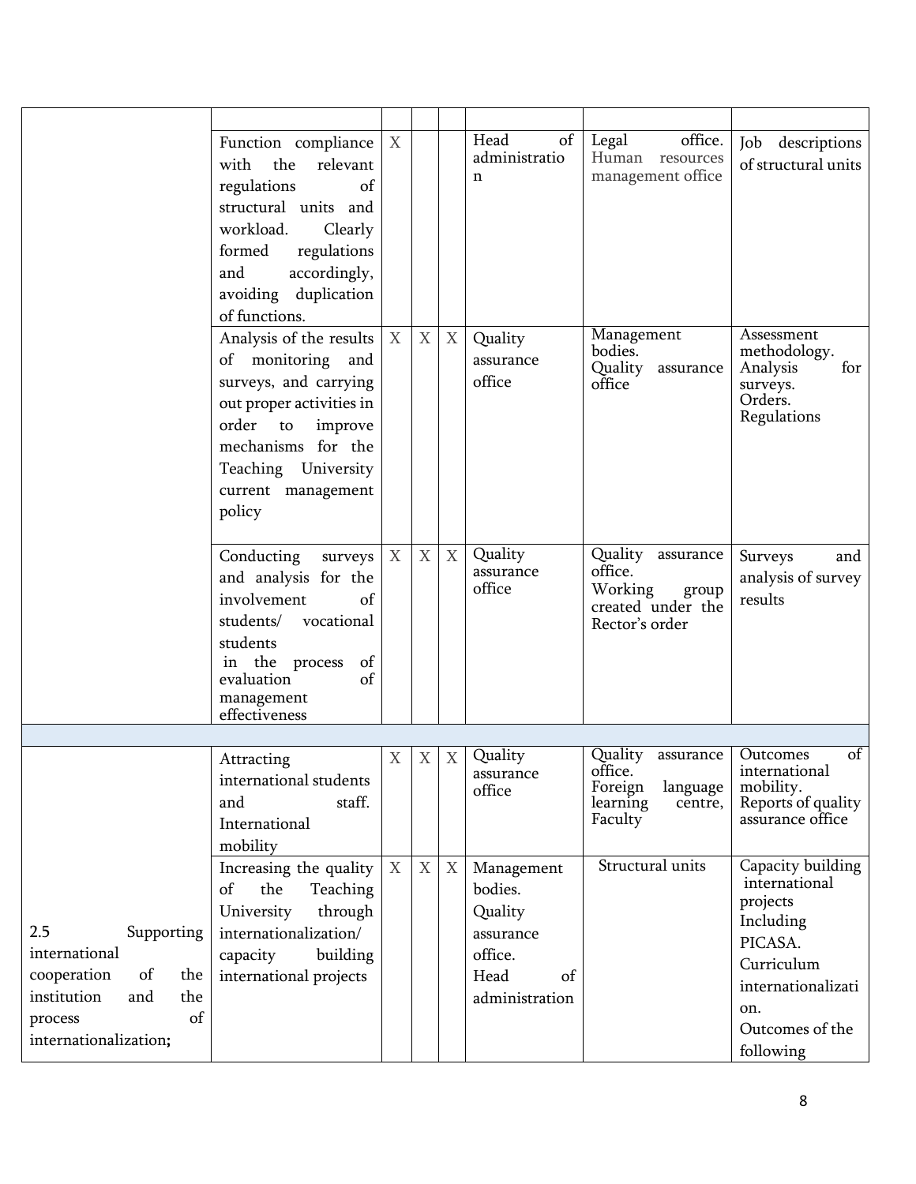| | | | | | | | |
|---|---|---|---|---|---|---|---|
| | Function compliance with the relevant regulations of structural units and workload. Clearly formed regulations and accordingly, avoiding duplication of functions. | X | | | Head of administration | Legal office. Human resources management office | Job descriptions of structural units |
| | Analysis of the results of monitoring and surveys, and carrying out proper activities in order to improve mechanisms for the Teaching University current management policy | X | X | X | Quality assurance office | Management bodies. Quality assurance office | Assessment methodology. Analysis for surveys. Orders. Regulations |
| | Conducting surveys and analysis for the involvement of students/ vocational students in the process of evaluation of management effectiveness | X | X | X | Quality assurance office | Quality assurance office. Working group created under the Rector's order | Surveys and analysis of survey results |
| | | | | | | | |
| 2.5 Supporting international cooperation of the institution and the process of internationalization; | Attracting international students and staff. International mobility | X | X | X | Quality assurance office | Quality assurance office. Foreign language learning centre, Faculty | Outcomes of international mobility. Reports of quality assurance office |
| | Increasing the quality of the Teaching University through internationalization/ capacity building international projects | X | X | X | Management bodies. Quality assurance office. Head of administration | Structural units | Capacity building international projects Including PICASA. Curriculum internationalization. Outcomes of the following |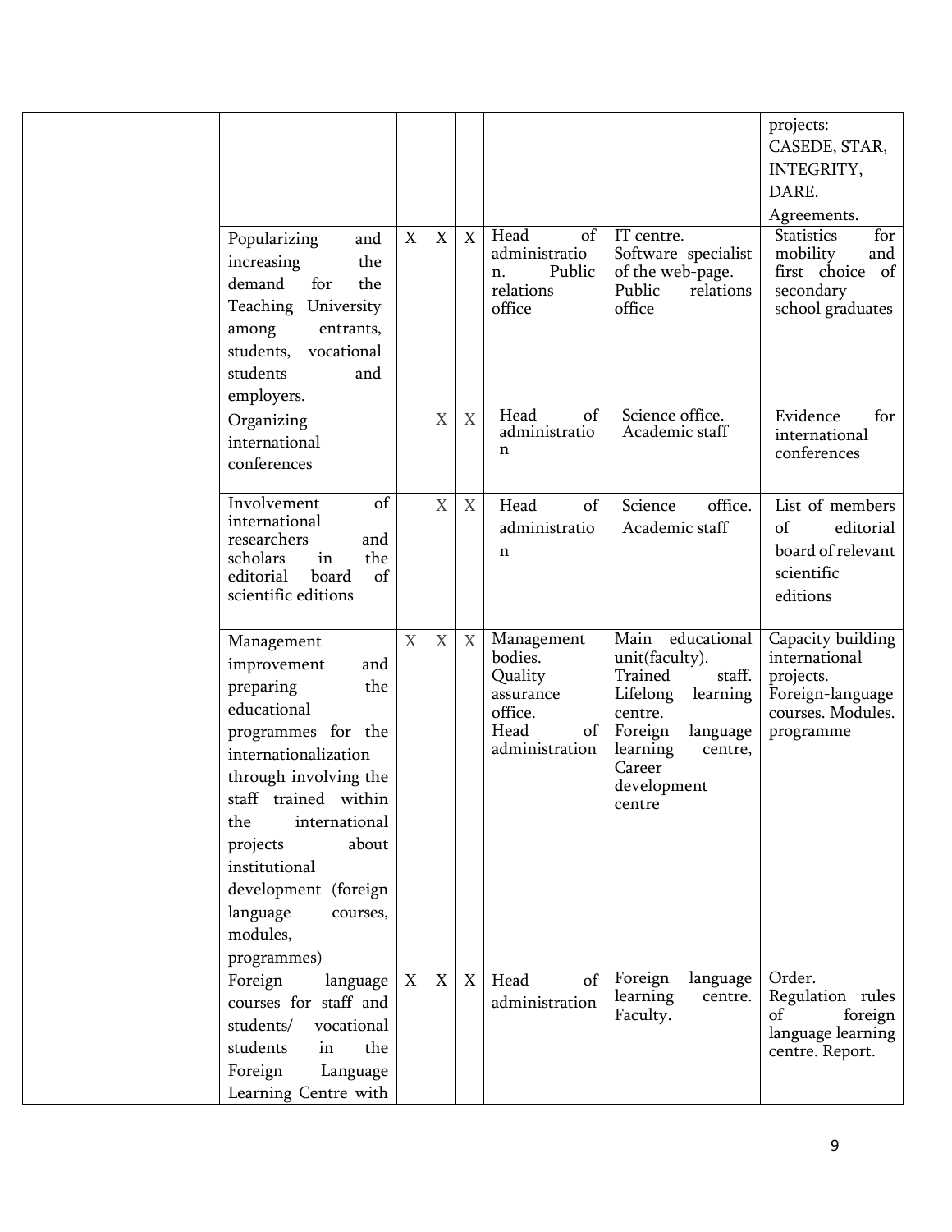| | | | | | | | |
|---|---|---|---|---|---|---|---|
| | | | | | | | projects: CASEDE, STAR, INTEGRITY, DARE. Agreements. |
| | Popularizing and increasing the demand for the Teaching University among entrants, students, vocational students and employers. | X | X | X | Head of administration. Public relations office | IT centre. Software specialist of the web-page. Public relations office | Statistics for mobility and first choice of secondary school graduates |
| | Organizing international conferences | | X | X | Head of administration | Science office. Academic staff | Evidence for international conferences |
| | Involvement of international researchers and scholars in the editorial board of scientific editions | | X | X | Head of administration | Science office. Academic staff | List of members of editorial board of relevant scientific editions |
| | Management improvement and preparing the educational programmes for the internationalization through involving the staff trained within the international projects about institutional development (foreign language courses, modules, programmes) | X | X | X | Management bodies. Quality assurance office. Head of administration | Main educational unit(faculty). Trained staff. Lifelong learning centre. Foreign language learning centre, Career development centre | Capacity building international projects. Foreign-language courses. Modules. programme |
| | Foreign language courses for staff and students/ vocational students in the Foreign Language Learning Centre with | X | X | X | Head of administration | Foreign language learning centre. Faculty. | Order. Regulation rules of foreign language learning centre. Report. |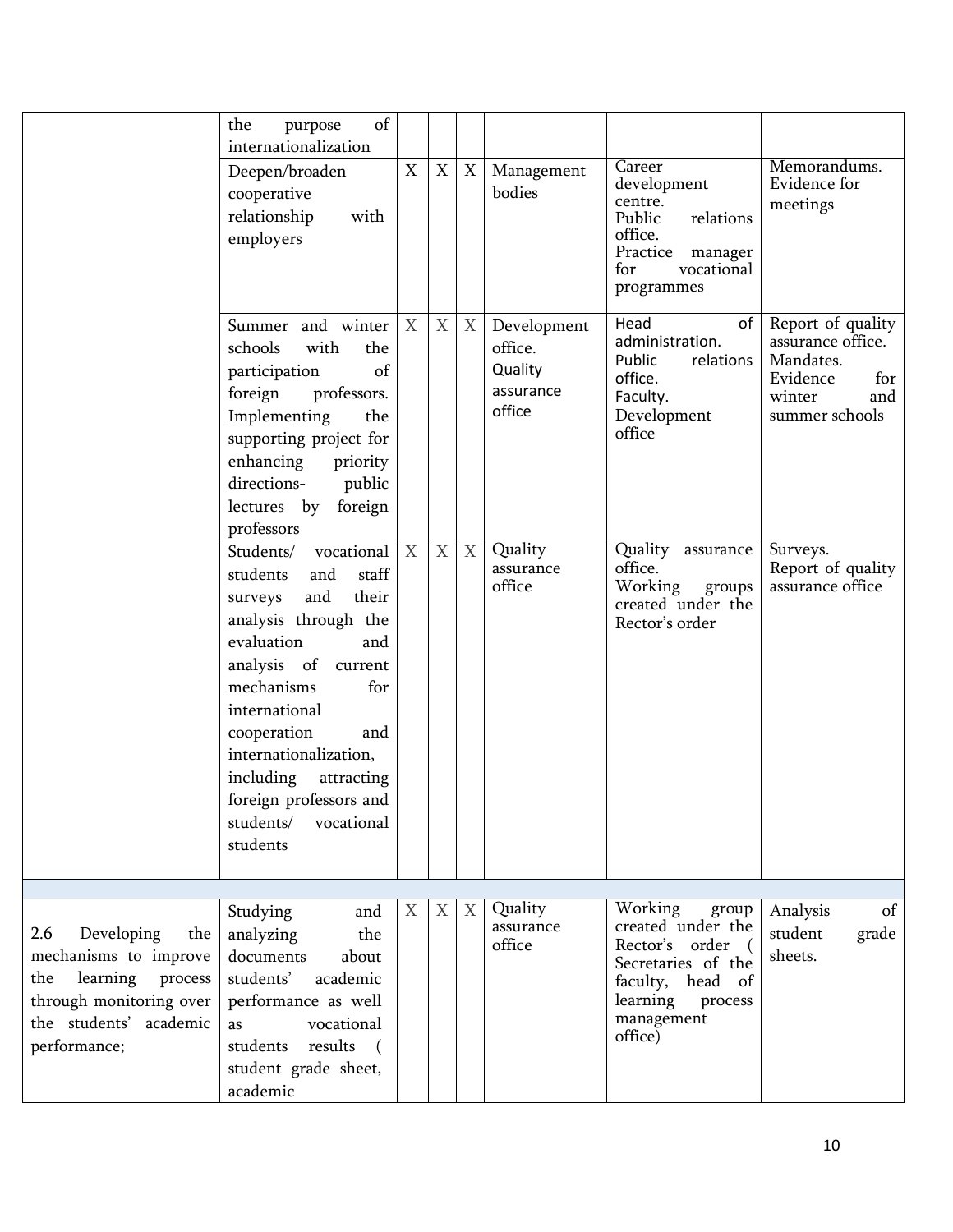| | | | | | | | |
|---|---|---|---|---|---|---|---|
| | the purpose of internationalization | | | | | | |
| | Deepen/broaden cooperative relationship with employers | X | X | X | Management bodies | Career development centre. Public relations office. Practice manager for vocational programmes | Memorandums. Evidence for meetings |
| | Summer and winter schools with the participation of foreign professors. Implementing the supporting project for enhancing priority directions- public lectures by foreign professors | X | X | X | Development office. Quality assurance office | Head of administration. Public relations office. Faculty. Development office | Report of quality assurance office. Mandates. Evidence for winter and summer schools |
| | Students/ vocational students and staff surveys and their analysis through the evaluation and analysis of current mechanisms for international cooperation and internationalization, including attracting foreign professors and students/ vocational students | X | X | X | Quality assurance office | Quality assurance office. Working groups created under the Rector's order | Surveys. Report of quality assurance office |
| | | | | | | | |
| 2.6 Developing the mechanisms to improve the learning process through monitoring over the students' academic performance; | Studying and analyzing the documents about students' academic performance as well as vocational students results ( student grade sheet, academic | X | X | X | Quality assurance office | Working group created under the Rector's order ( Secretaries of the faculty, head of learning process management office) | Analysis of student grade sheets. |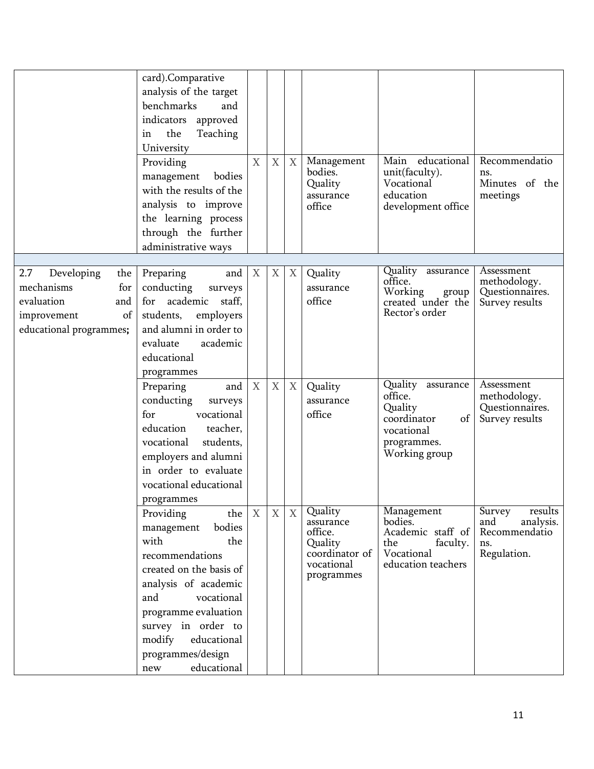| | | | | | | | |
|---|---|---|---|---|---|---|---|
| | card).Comparative analysis of the target benchmarks and indicators approved in the Teaching University | | | | | | |
| | Providing management bodies with the results of the analysis to improve the learning process through the further administrative ways | X | X | X | Management bodies. Quality assurance office | Main educational unit(faculty). Vocational education development office | Recommendations. Minutes of the meetings |
| | | | | | | | |
| 2.7 Developing the mechanisms for evaluation and improvement of educational programmes**;** | Preparing and conducting surveys for academic staff, students, employers and alumni in order to evaluate academic educational programmes | X | X | X | Quality assurance office | Quality assurance office. Working group created under the Rector's order | Assessment methodology. Questionnaires. Survey results |
| | Preparing and conducting surveys for vocational education teacher, vocational students, employers and alumni in order to evaluate vocational educational programmes | X | X | X | Quality assurance office | Quality assurance office. Quality coordinator of vocational programmes. Working group | Assessment methodology. Questionnaires. Survey results |
| | Providing the management bodies with the recommendations created on the basis of analysis of academic and vocational programme evaluation survey in order to modify educational programmes/design new educational | X | X | X | Quality assurance office. Quality coordinator of vocational programmes | Management bodies. Academic staff of the faculty. Vocational education teachers | Survey results and analysis. Recommendations. Regulation. |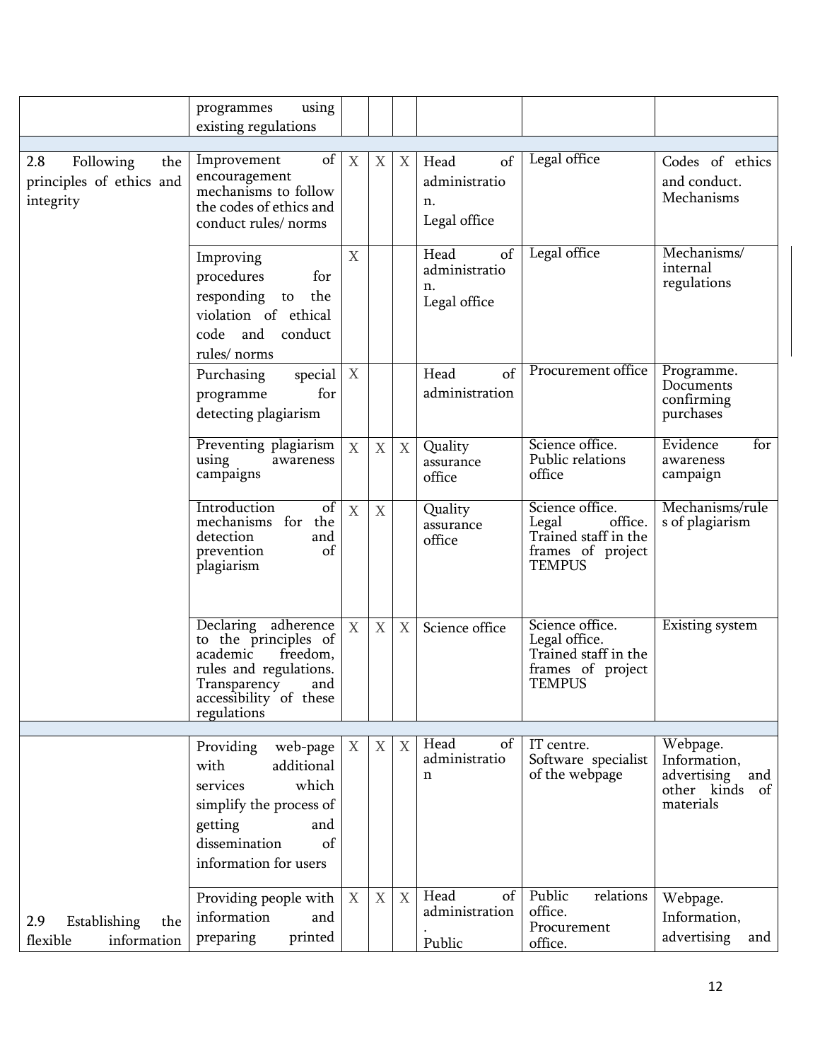| | | | | | | | |
|---|---|---|---|---|---|---|---|
| | programmes using existing regulations | | | | | | |
| | | | | | | | |
| 2.8 Following the principles of ethics and integrity | Improvement of encouragement mechanisms to follow the codes of ethics and conduct rules/ norms | X | X | X | Head of administration. Legal office | Legal office | Codes of ethics and conduct. Mechanisms |
| | Improving procedures for responding to the violation of ethical code and conduct rules/ norms | X | | | Head of administration. Legal office | Legal office | Mechanisms/ internal regulations |
| | Purchasing special programme for detecting plagiarism | X | | | Head of administration | Procurement office | Programme. Documents confirming purchases |
| | Preventing plagiarism using awareness campaigns | X | X | X | Quality assurance office | Science office. Public relations office | Evidence for awareness campaign |
| | Introduction of mechanisms for the detection and prevention of plagiarism | X | X | | Quality assurance office | Science office. Legal office. Trained staff in the frames of project TEMPUS | Mechanisms/rules of plagiarism |
| | Declaring adherence to the principles of academic freedom, rules and regulations. Transparency and accessibility of these regulations | X | X | X | Science office | Science office. Legal office. Trained staff in the frames of project TEMPUS | Existing system |
| | | | | | | | |
| 2.9 Establishing the flexible information | Providing web-page with additional services which simplify the process of getting and dissemination of information for users | X | X | X | Head of administration | IT centre. Software specialist of the webpage | Webpage. Information, advertising and other kinds of materials |
| | Providing people with information and preparing printed | X | X | X | Head of administration. Public | Public relations office. Procurement office. | Webpage. Information, advertising and |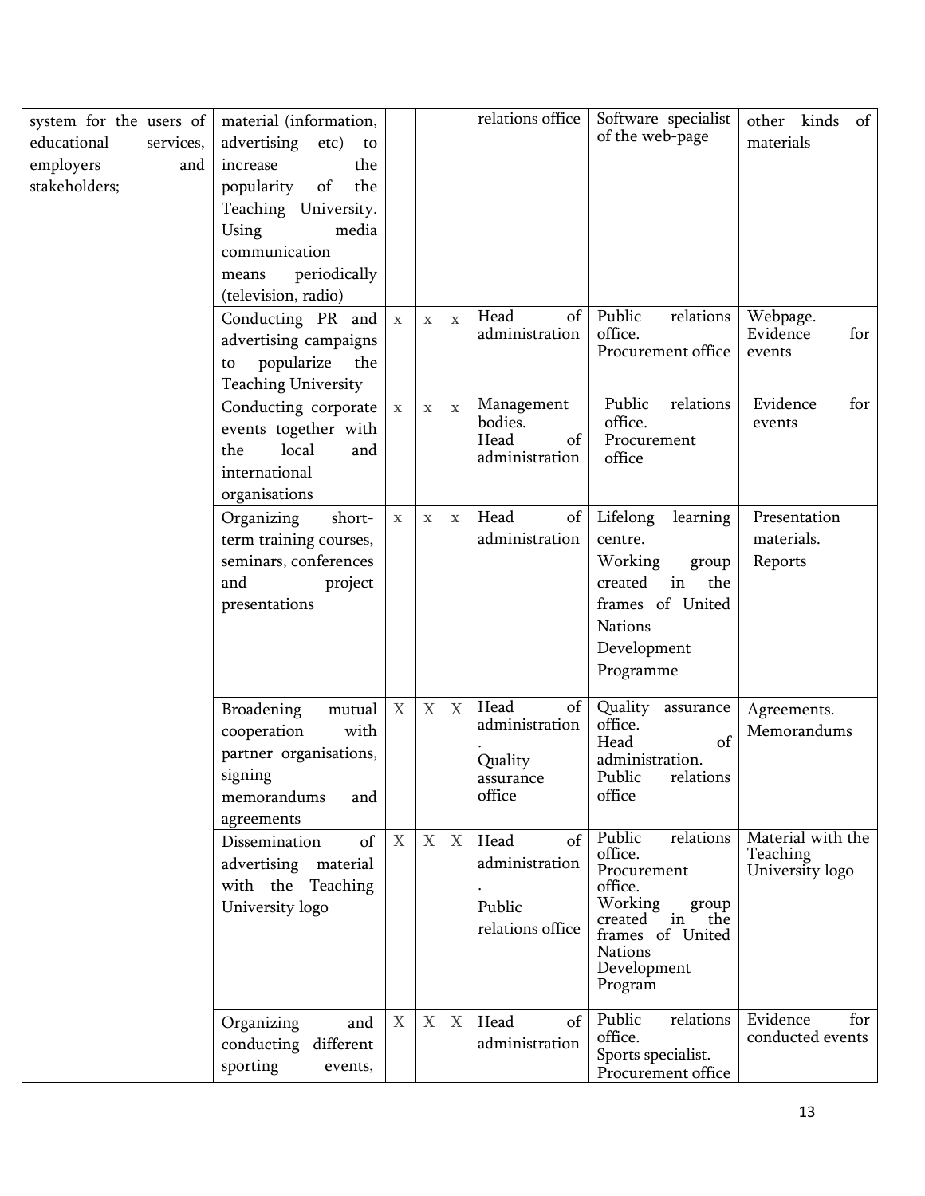| | | | | | | | |
|---|---|---|---|---|---|---|---|
| system for the users of educational services, employers and stakeholders; | material (information, advertising etc) to increase the popularity of the Teaching University. Using media communication means periodically (television, radio) | | | | relations office | Software specialist of the web-page | other kinds of materials |
| | Conducting PR and advertising campaigns to popularize the Teaching University | x | x | x | Head of administration | Public relations office. Procurement office | Webpage. Evidence for events |
| | Conducting corporate events together with the local and international organisations | x | x | x | Management bodies. Head of administration | Public relations office. Procurement office | Evidence for events |
| | Organizing short-term training courses, seminars, conferences and project presentations | x | x | x | Head of administration | Lifelong learning centre. Working group created in the frames of United Nations Development Programme | Presentation materials. Reports |
| | Broadening mutual cooperation with partner organisations, signing memorandums and agreements | X | X | X | Head of administration. Quality assurance office | Quality assurance office. Head of administration. Public relations office | Agreements. Memorandums |
| | Dissemination of advertising material with the Teaching University logo | X | X | X | Head of administration. Public relations office | Public relations office. Procurement office. Working group created in the frames of United Nations Development Program | Material with the Teaching University logo |
| | Organizing and conducting different sporting events, | X | X | X | Head of administration | Public relations office. Sports specialist. Procurement office | Evidence for conducted events |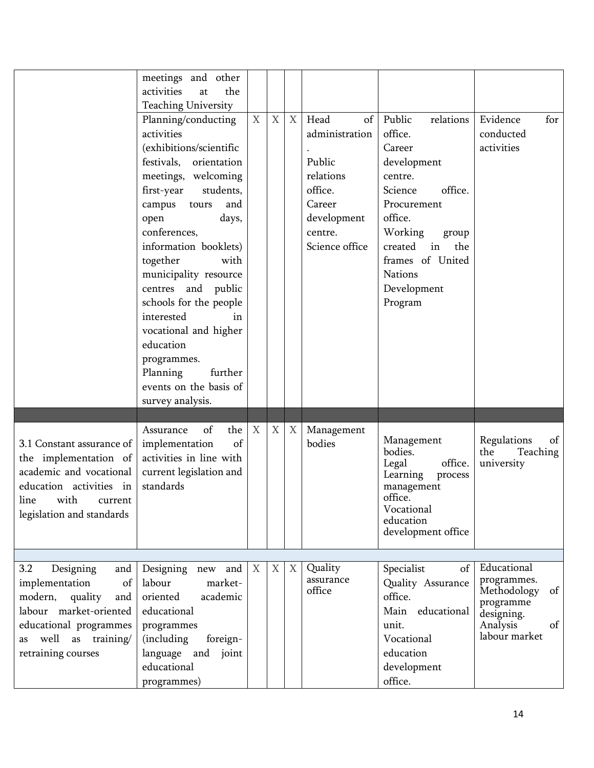| | | | | | | | |
|---|---|---|---|---|---|---|---|
| | meetings and other activities at the Teaching University | | | | | | |
| | Planning/conducting activities (exhibitions/scientific festivals, orientation meetings, welcoming first-year students, campus tours and open days, conferences, information booklets) together with municipality resource centres and public schools for the people interested in vocational and higher education programmes. Planning further events on the basis of survey analysis. | X | X | X | Head of administration. Public relations office. Career development centre. Science office | Public relations office. Career development centre. Science office. Procurement office. Working group created in the frames of United Nations Development Program | Evidence for conducted activities |
| | | | | | | | |
| 3.1 Constant assurance of the implementation of academic and vocational education activities in line with current legislation and standards | Assurance of the implementation of activities in line with current legislation and standards | X | X | X | Management bodies | Management bodies. Legal office. Learning process management office. Vocational education development office | Regulations of the Teaching university |
| | | | | | | | |
| 3.2 Designing and implementation of modern, quality and labour market-oriented educational programmes as well as training/ retraining courses | Designing new and labour market-oriented academic educational programmes (including foreign-language and joint educational programmes) | X | X | X | Quality assurance office | Specialist of Quality Assurance office. Main educational unit. Vocational education development office. | Educational programmes. Methodology of programme designing. Analysis of labour market |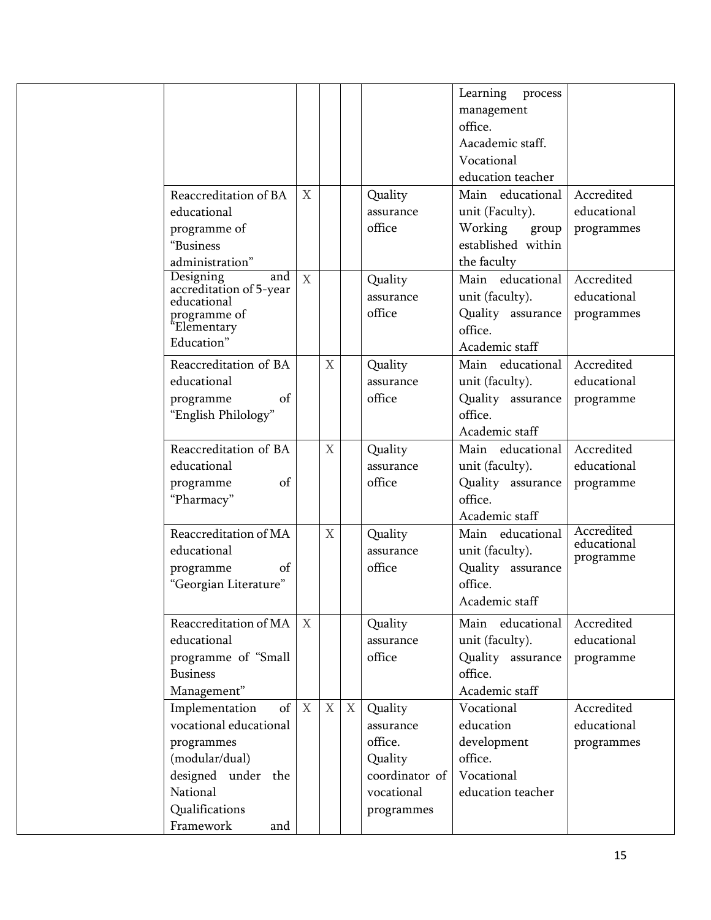| | | | | | | | |
|---|---|---|---|---|---|---|---|
| | | | | | | Learning process management office. Aacademic staff. Vocational education teacher | |
| | Reaccreditation of BA educational programme of "Business administration" | X | | | Quality assurance office | Main educational unit (Faculty). Working group established within the faculty | Accredited educational programmes |
| | Designing and accreditation of 5-year educational programme of "Elementary Education" | X | | | Quality assurance office | Main educational unit (faculty). Quality assurance office. Academic staff | Accredited educational programmes |
| | Reaccreditation of BA educational programme of "English Philology" | | X | | Quality assurance office | Main educational unit (faculty). Quality assurance office. Academic staff | Accredited educational programme |
| | Reaccreditation of BA educational programme of "Pharmacy" | | X | | Quality assurance office | Main educational unit (faculty). Quality assurance office. Academic staff | Accredited educational programme |
| | Reaccreditation of MA educational programme of "Georgian Literature" | | X | | Quality assurance office | Main educational unit (faculty). Quality assurance office. Academic staff | Accredited educational programme |
| | Reaccreditation of MA educational programme of "Small Business Management" | X | | | Quality assurance office | Main educational unit (faculty). Quality assurance office. Academic staff | Accredited educational programme |
| | Implementation of vocational educational programmes (modular/dual) designed under the National Qualifications Framework and | X | X | X | Quality assurance office. Quality coordinator of vocational programmes | Vocational education development office. Vocational education teacher | Accredited educational programmes |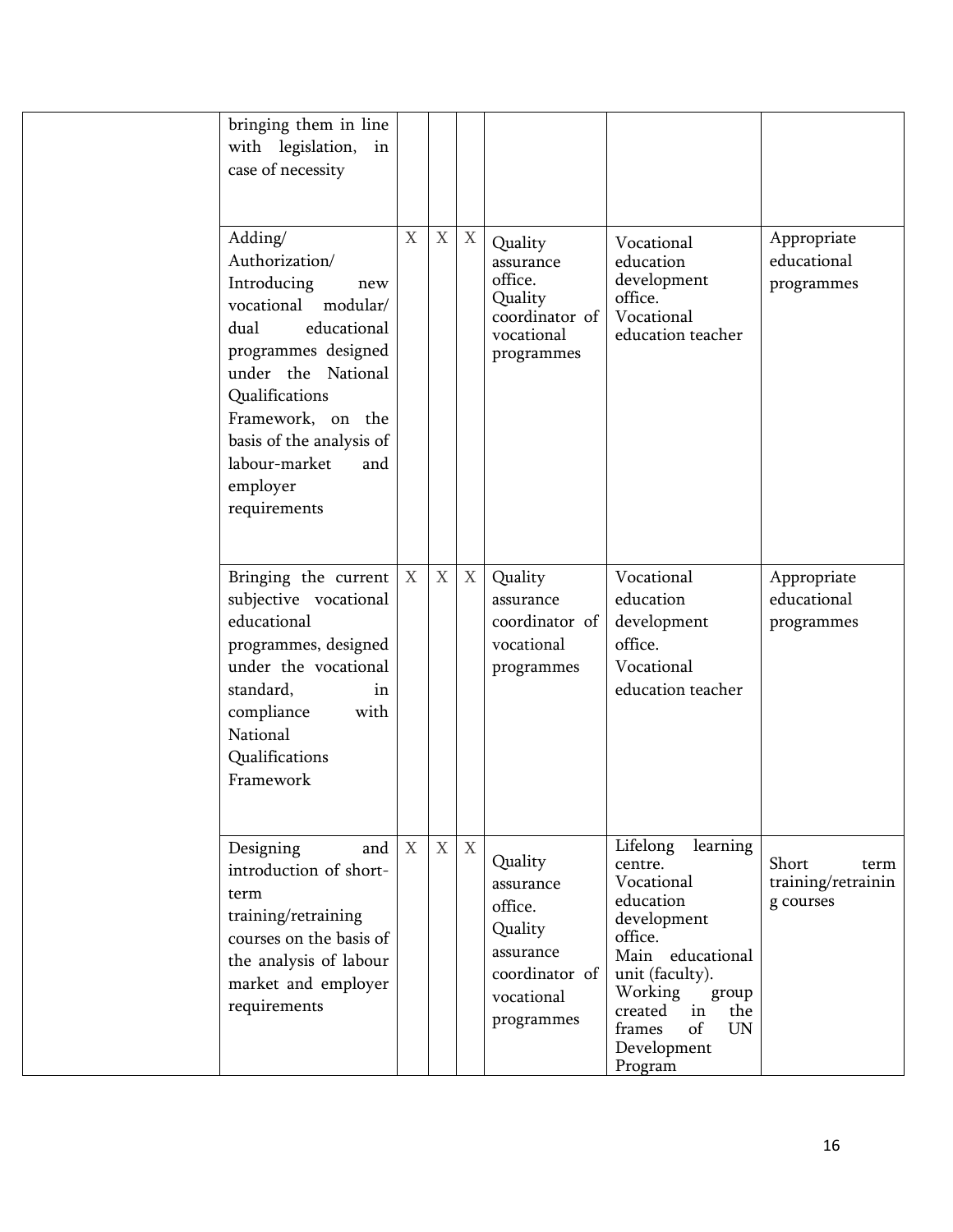| | | | | | | | |
|---|---|---|---|---|---|---|---|
| | bringing them in line with legislation, in case of necessity | | | | | | |
| | Adding/ Authorization/ Introducing new vocational modular/ dual educational programmes designed under the National Qualifications Framework, on the basis of the analysis of labour-market and employer requirements | X | X | X | Quality assurance office. Quality coordinator of vocational programmes | Vocational education development office. Vocational education teacher | Appropriate educational programmes |
| | Bringing the current subjective vocational educational programmes, designed under the vocational standard, in compliance with National Qualifications Framework | X | X | X | Quality assurance coordinator of vocational programmes | Vocational education development office. Vocational education teacher | Appropriate educational programmes |
| | Designing and introduction of short-term training/retraining courses on the basis of the analysis of labour market and employer requirements | X | X | X | Quality assurance office. Quality assurance coordinator of vocational programmes | Lifelong learning centre. Vocational education development office. Main educational unit (faculty). Working group created in the frames of UN Development Program | Short term training/retraining courses |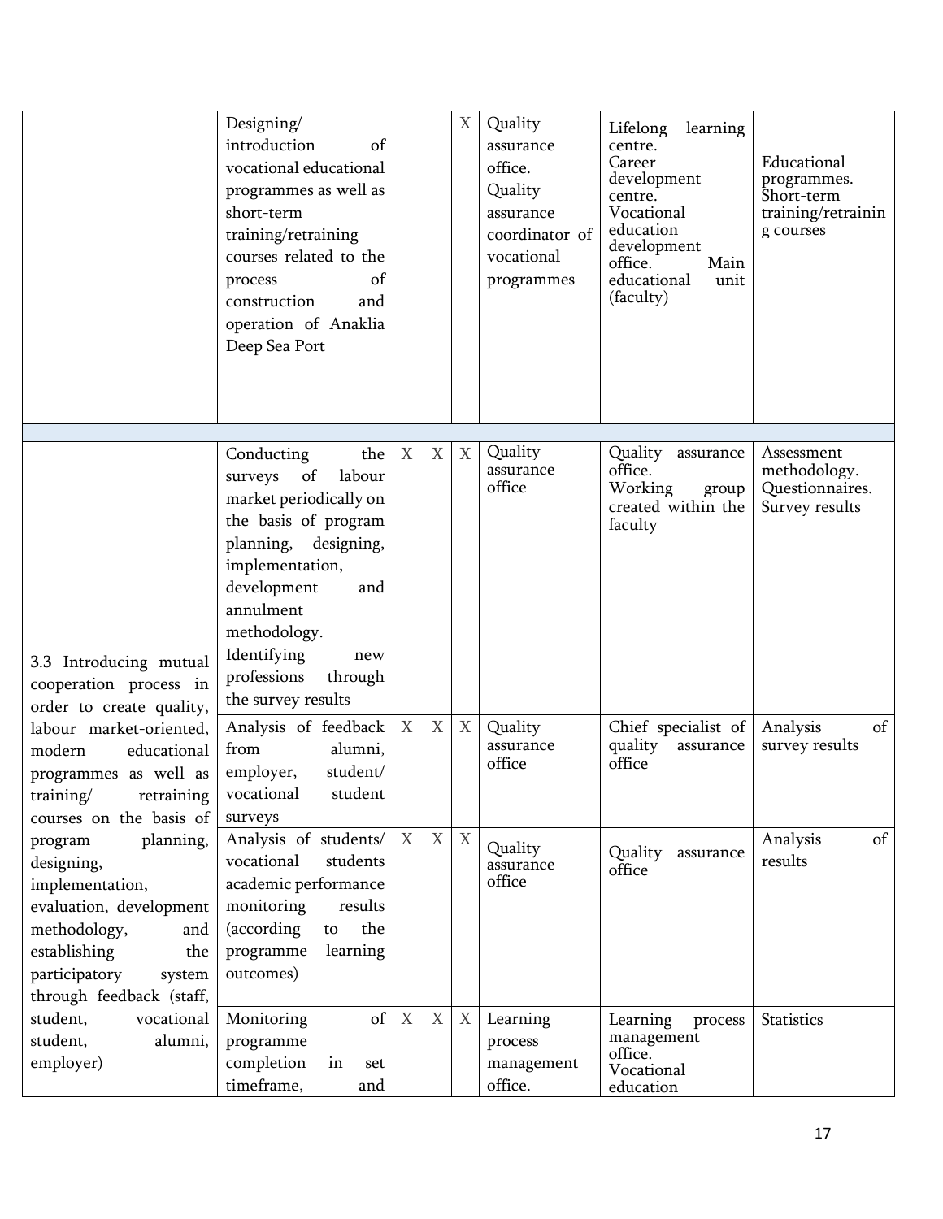| | | | | | | | |
|---|---|---|---|---|---|---|---|
| | Designing/ introduction of vocational educational programmes as well as short-term training/retraining courses related to the process of construction and operation of Anaklia Deep Sea Port | | | X | Quality assurance office. Quality assurance coordinator of vocational programmes | Lifelong learning centre. Career development centre. Vocational education development office. Main educational unit (faculty) | Educational programmes. Short-term training/retraining courses |
| | | | | | | | |
| 3.3 Introducing mutual cooperation process in order to create quality, labour market-oriented, modern educational programmes as well as training/ retraining courses on the basis of program planning, designing, implementation, evaluation, development methodology, and establishing the participatory system through feedback (staff, student, vocational student, alumni, employer) | Conducting the surveys of labour market periodically on the basis of program planning, designing, implementation, development and annulment methodology. Identifying new professions through the survey results | X | X | X | Quality assurance office | Quality assurance office. Working group created within the faculty | Assessment methodology. Questionnaires. Survey results |
| | Analysis of feedback from alumni, employer, student/ vocational student surveys | X | X | X | Quality assurance office | Chief specialist of quality assurance office | Analysis of survey results |
| | Analysis of students/ vocational students academic performance monitoring results (according to the programme learning outcomes) | X | X | X | Quality assurance office | Quality assurance office | Analysis of results |
| | Monitoring of programme completion in set timeframe, and | X | X | X | Learning process management office. | Learning process management office. Vocational education | Statistics |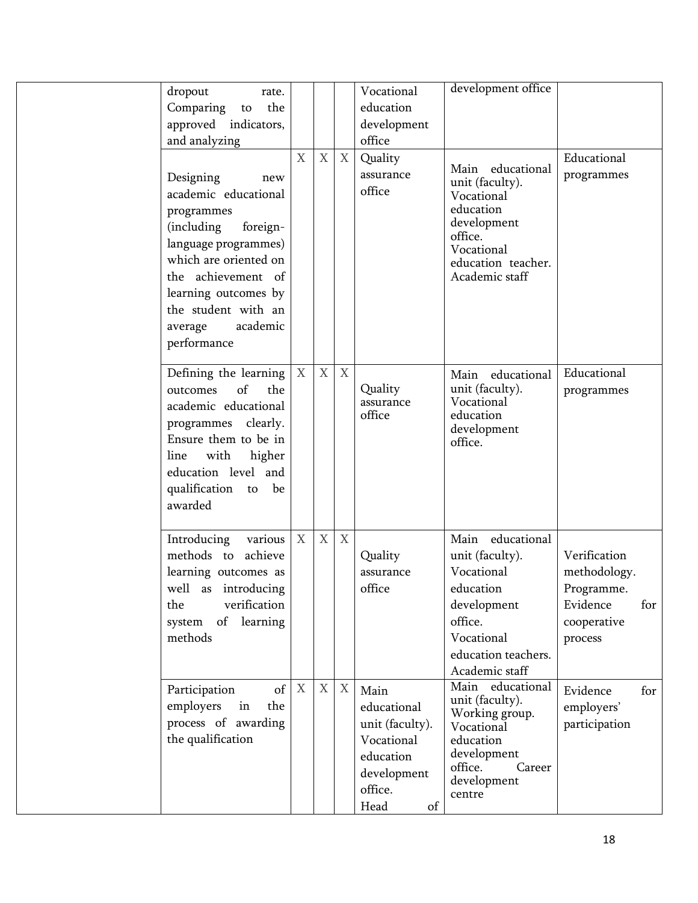| | | | | | | | |
|---|---|---|---|---|---|---|---|
| | dropout rate. Comparing to the approved indicators, and analyzing | | | | Vocational education development office | development office | |
| | Designing new academic educational programmes (including foreign-language programmes) which are oriented on the achievement of learning outcomes by the student with an average academic performance | X | X | X | Quality assurance office | Main educational unit (faculty). Vocational education development office. Vocational education teacher. Academic staff | Educational programmes |
| | Defining the learning outcomes of the academic educational programmes clearly. Ensure them to be in line with higher education level and qualification to be awarded | X | X | X | Quality assurance office | Main educational unit (faculty). Vocational education development office. | Educational programmes |
| | Introducing various methods to achieve learning outcomes as well as introducing the verification system of learning methods | X | X | X | Quality assurance office | Main educational unit (faculty). Vocational education development office. Vocational education teachers. Academic staff | Verification methodology. Programme. Evidence for cooperative process |
| | Participation of employers in the process of awarding the qualification | X | X | X | Main educational unit (faculty). Vocational education development office. Head of | Main educational unit (faculty). Working group. Vocational education development office. Career development centre | Evidence for employers' participation |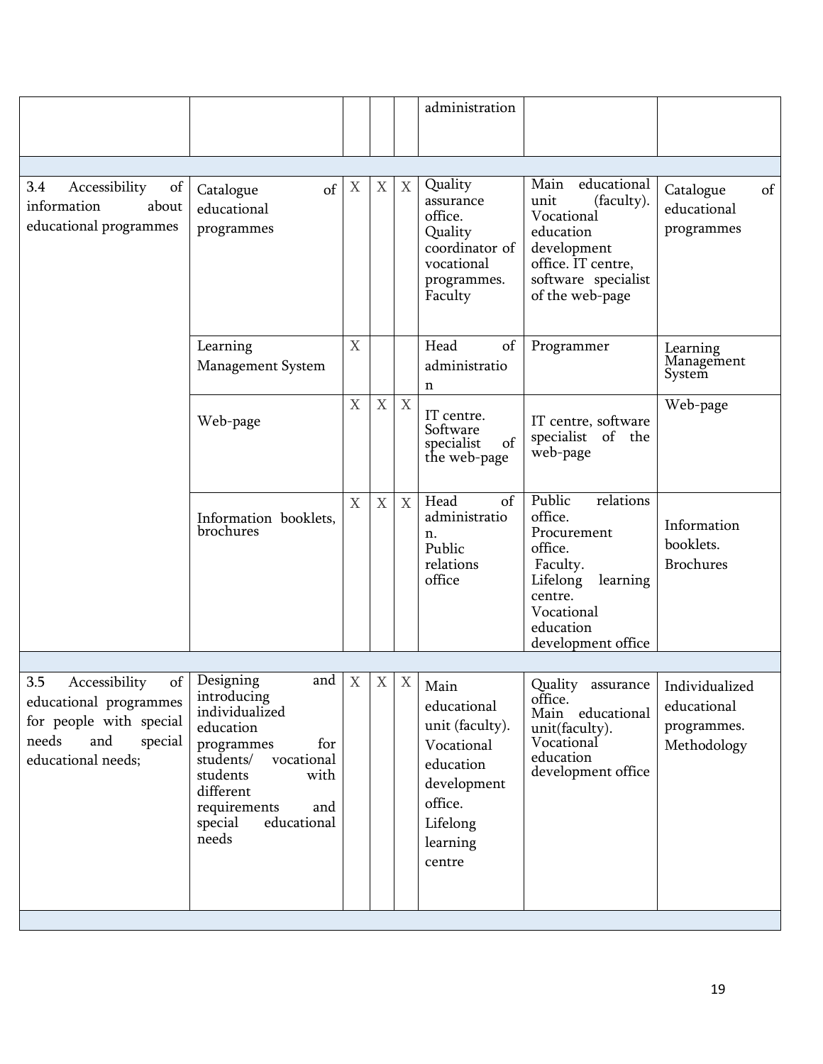| | | | | | | | |
|---|---|---|---|---|---|---|---|
| | | | | | administration | | |
| | | | | | | | |
| 3.4 Accessibility of information about educational programmes | Catalogue of educational programmes | X | X | X | Quality assurance office. Quality coordinator of vocational programmes. Faculty | Main educational unit (faculty). Vocational education development office. IT centre, software specialist of the web-page | Catalogue of educational programmes |
| | Learning Management System | X | | | Head of administration | Programmer | Learning Management System |
| | Web-page | X | X | X | IT centre. Software specialist of the web-page | IT centre, software specialist of the web-page | Web-page |
| | Information booklets, brochures | X | X | X | Head of administration. Public relations office | Public relations office. Procurement office. Faculty. Lifelong learning centre. Vocational education development office | Information booklets. Brochures |
| | | | | | | | |
| 3.5 Accessibility of educational programmes for people with special needs and special educational needs; | Designing and introducing individualized education programmes for students/ vocational students with different requirements and special educational needs | X | X | X | Main educational unit (faculty). Vocational education development office. Lifelong learning centre | Quality assurance office. Main educational unit(faculty). Vocational education development office | Individualized educational programmes. Methodology |
| | | | | | | | |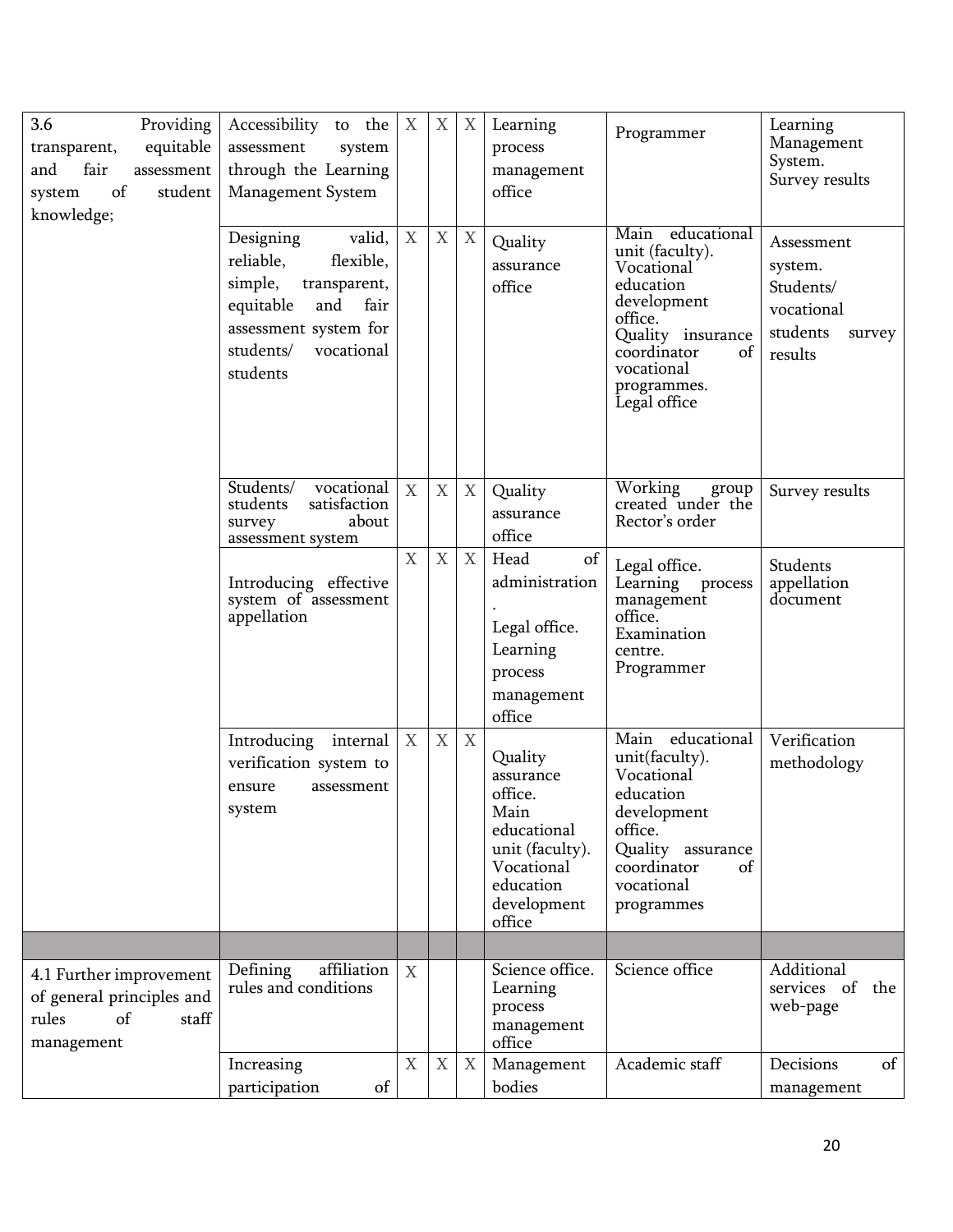| 3.6 Providing transparent, equitable and fair assessment system of student knowledge; | Accessibility to the assessment system through the Learning Management System | X | X | X | Learning process management office | Programmer | Learning Management System. Survey results |
|---|---|---|---|---|---|---|---|
| | Designing valid, reliable, flexible, simple, transparent, equitable and fair assessment system for students/ vocational students | X | X | X | Quality assurance office | Main educational unit (faculty). Vocational education development office. Quality insurance coordinator of vocational programmes. Legal office | Assessment system. Students/ vocational students survey results |
| | Students/ vocational students satisfaction survey about assessment system | X | X | X | Quality assurance office | Working group created under the Rector's order | Survey results |
| | Introducing effective system of assessment appellation | X | X | X | Head of administration. Legal office. Learning process management office | Legal office. Learning process management office. Examination centre. Programmer | Students appellation document |
| | Introducing internal verification system to ensure assessment system | X | X | X | Quality assurance office. Main educational unit (faculty). Vocational education development office | Main educational unit(faculty). Vocational education development office. Quality assurance coordinator of vocational programmes | Verification methodology |
| | | | | | | | |
| 4.1 Further improvement of general principles and rules of staff management | Defining affiliation rules and conditions | X | | | Science office. Learning process management office | Science office | Additional services of the web-page |
| | Increasing participation of | X | X | X | Management bodies | Academic staff | Decisions of management |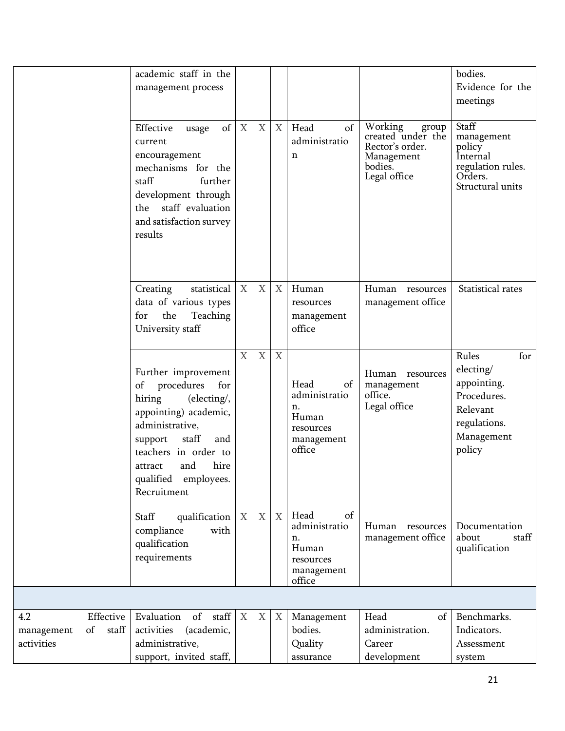| | | | | | | | |
|---|---|---|---|---|---|---|---|
| | academic staff in the management process | | | | | | bodies. Evidence for the meetings |
| | Effective usage of current encouragement mechanisms for the staff further development through the staff evaluation and satisfaction survey results | X | X | X | Head of administration | Working group created under the Rector's order. Management bodies. Legal office | Staff management policy Internal regulation rules. Orders. Structural units |
| | Creating statistical data of various types for the Teaching University staff | X | X | X | Human resources management office | Human resources management office | Statistical rates |
| | Further improvement of procedures for hiring (electing/, appointing) academic, administrative, support staff and teachers in order to attract and hire qualified employees. Recruitment | X | X | X | Head of administration. Human resources management office | Human resources management office. Legal office | Rules for electing/ appointing. Procedures. Relevant regulations. Management policy |
| | Staff qualification compliance with qualification requirements | X | X | X | Head of administration. Human resources management office | Human resources management office | Documentation about staff qualification |
| | | | | | | | |
| 4.2 Effective management of staff activities | Evaluation of staff activities (academic, administrative, support, invited staff, | X | X | X | Management bodies. Quality assurance | Head of administration. Career development | Benchmarks. Indicators. Assessment system |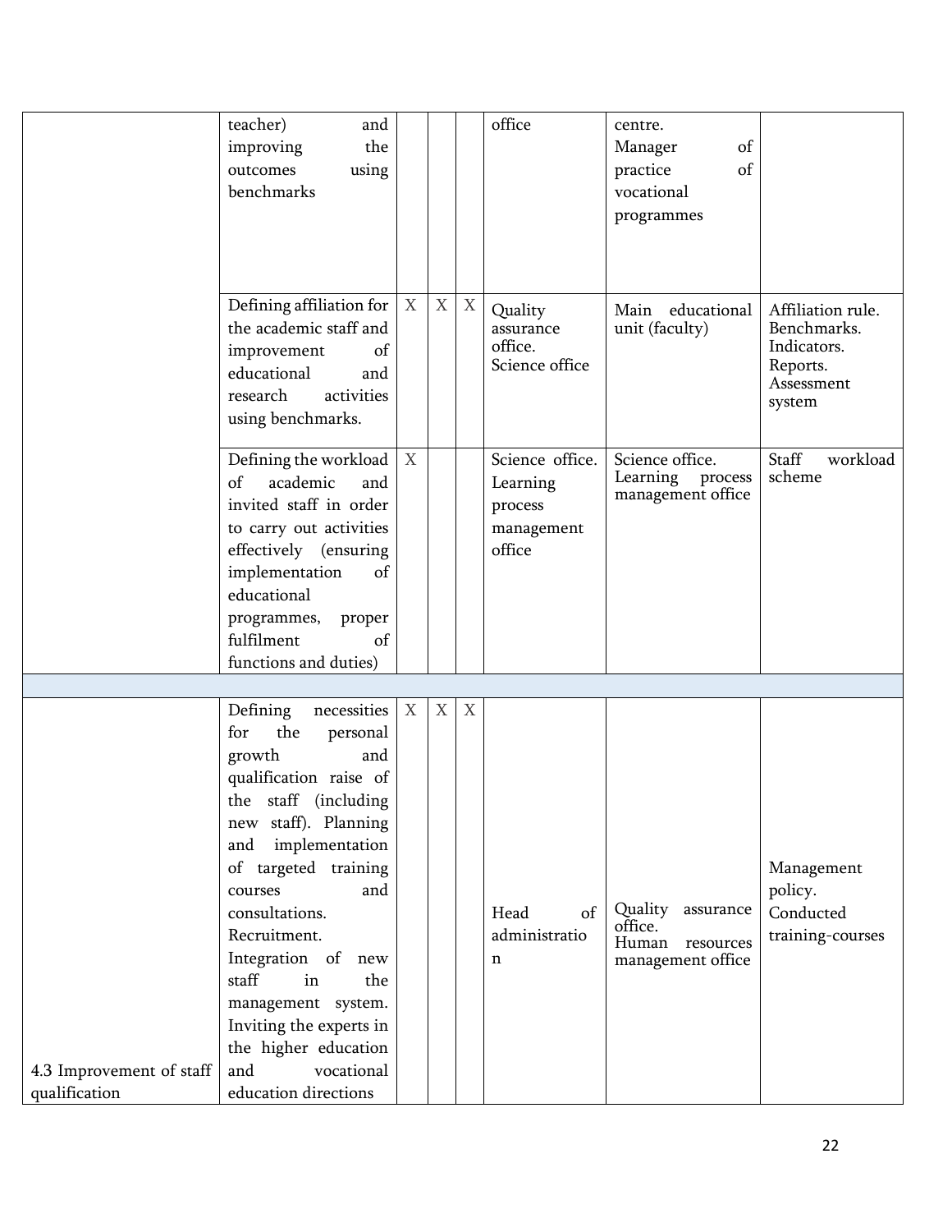| | | | | | | | |
|---|---|---|---|---|---|---|---|
| | teacher) and improving the outcomes using benchmarks | | | | office | centre. Manager of practice of vocational programmes | |
| | Defining affiliation for the academic staff and improvement of educational and research activities using benchmarks. | X | X | X | Quality assurance office. Science office | Main educational unit (faculty) | Affiliation rule. Benchmarks. Indicators. Reports. Assessment system |
| | Defining the workload of academic and invited staff in order to carry out activities effectively (ensuring implementation of educational programmes, proper fulfilment of functions and duties) | X | | | Science office. Learning process management office | Science office. Learning process management office | Staff workload scheme |
| | | | | | | | |
| 4.3 Improvement of staff qualification | Defining necessities for the personal growth and qualification raise of the staff (including new staff). Planning and implementation of targeted training courses and consultations. Recruitment. Integration of new staff in the management system. Inviting the experts in the higher education and vocational education directions | X | X | X | Head of administration | Quality assurance office. Human resources management office | Management policy. Conducted training-courses |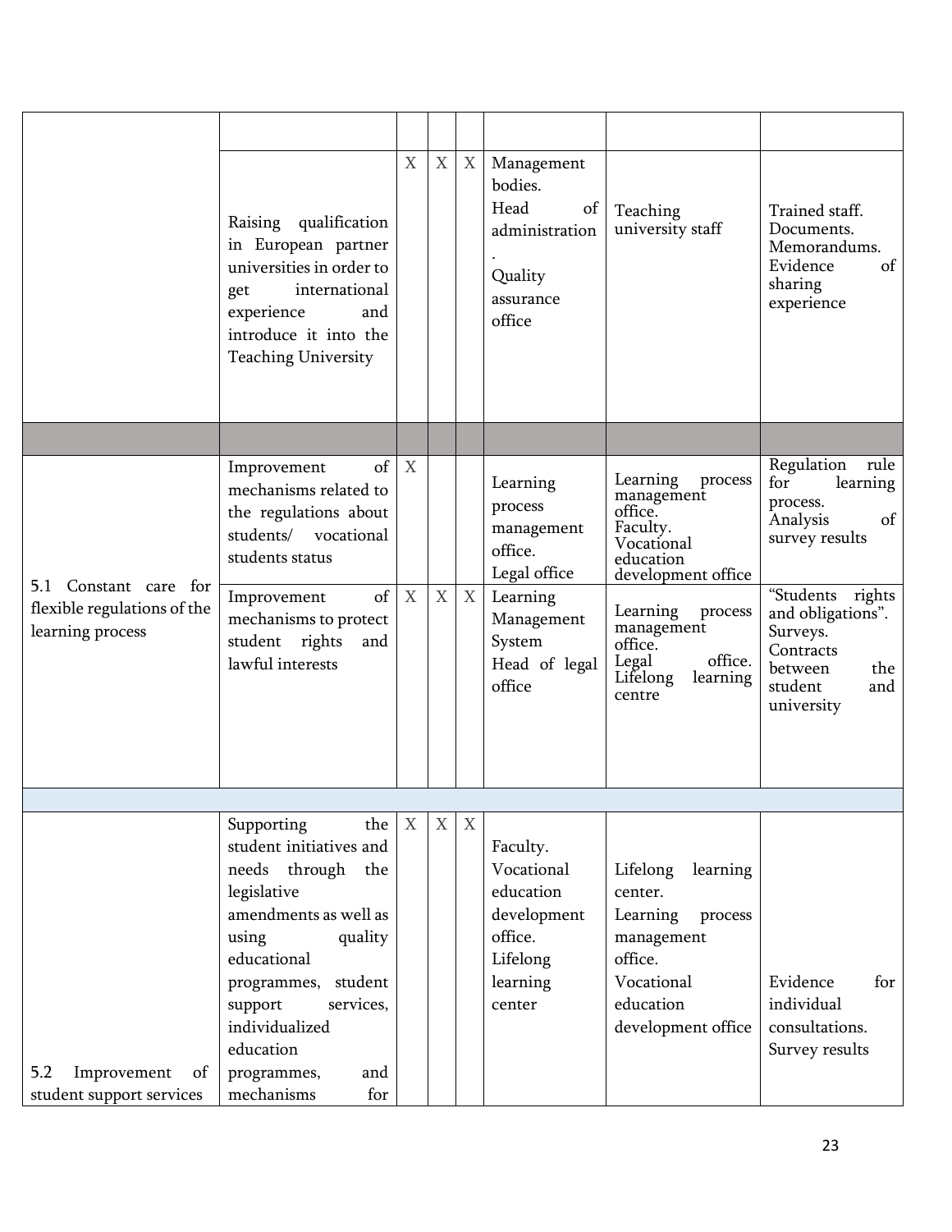| | | | | | | | |
|---|---|---|---|---|---|---|---|
| | | | | | | | |
| | Raising qualification in European partner universities in order to get international experience and introduce it into the Teaching University | X | X | X | Management bodies.<br>Head of administration.<br>Quality assurance office | Teaching university staff | Trained staff.<br>Documents.<br>Memorandums.<br>Evidence of sharing experience |
| | | | | | | | |
| 5.1 Constant care for flexible regulations of the learning process | Improvement of mechanisms related to the regulations about students/ vocational students status | X | | | Learning process management office.<br>Legal office | Learning process management office.<br>Faculty.<br>Vocational education development office | Regulation rule for learning process.<br>Analysis of survey results |
| | Improvement of mechanisms to protect student rights and lawful interests | X | X | X | Learning Management System<br>Head of legal office | Learning process management office.<br>Legal office.<br>Lifelong learning centre | "Students rights and obligations".<br>Surveys.<br>Contracts between the student and university |
| | | | | | | | |
| 5.2 Improvement of student support services | Supporting the student initiatives and needs through the legislative amendments as well as using quality educational programmes, student support services, individualized education programmes, and mechanisms for | X | X | X | Faculty.<br>Vocational education development office.<br>Lifelong learning center | Lifelong learning center.<br>Learning process management office.<br>Vocational education development office | Evidence for individual consultations.<br>Survey results |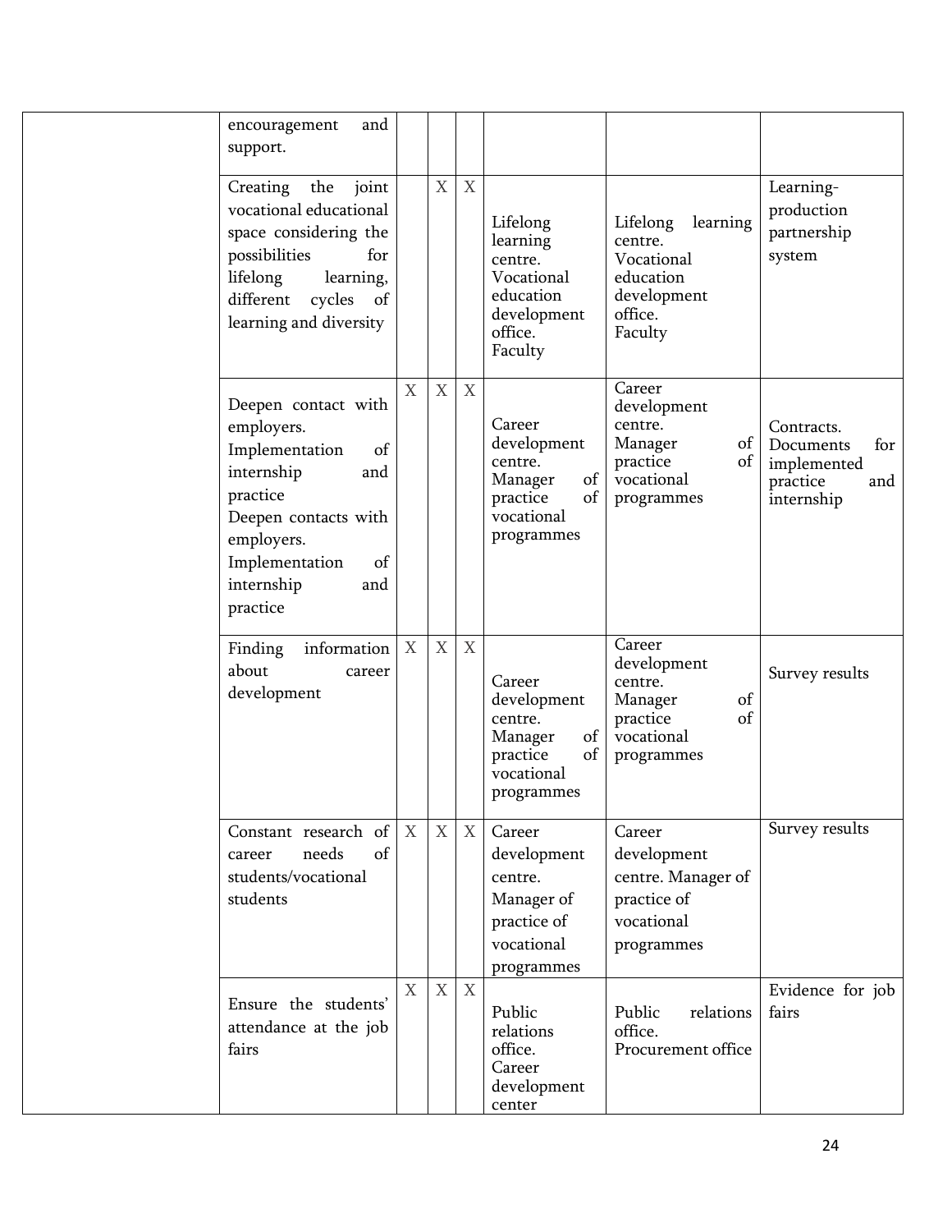| | | | | | | | |
|---|---|---|---|---|---|---|---|
| | encouragement and support. | | | | | | |
| | Creating the joint vocational educational space considering the possibilities for lifelong learning, different cycles of learning and diversity | | X | X | Lifelong learning centre. Vocational education development office. Faculty | Lifelong learning centre. Vocational education development office. Faculty | Learning-production partnership system |
| | Deepen contact with employers. Implementation of internship and practice Deepen contacts with employers. Implementation of internship and practice | X | X | X | Career development centre. Manager of practice of vocational programmes | Career development centre. Manager of practice of vocational programmes | Contracts. Documents for implemented practice and internship |
| | Finding information about career development | X | X | X | Career development centre. Manager of practice of vocational programmes | Career development centre. Manager of practice of vocational programmes | Survey results |
| | Constant research of career needs of students/vocational students | X | X | X | Career development centre. Manager of practice of vocational programmes | Career development centre. Manager of practice of vocational programmes | Survey results |
| | Ensure the students' attendance at the job fairs | X | X | X | Public relations office. Career development center | Public relations office. Procurement office | Evidence for job fairs |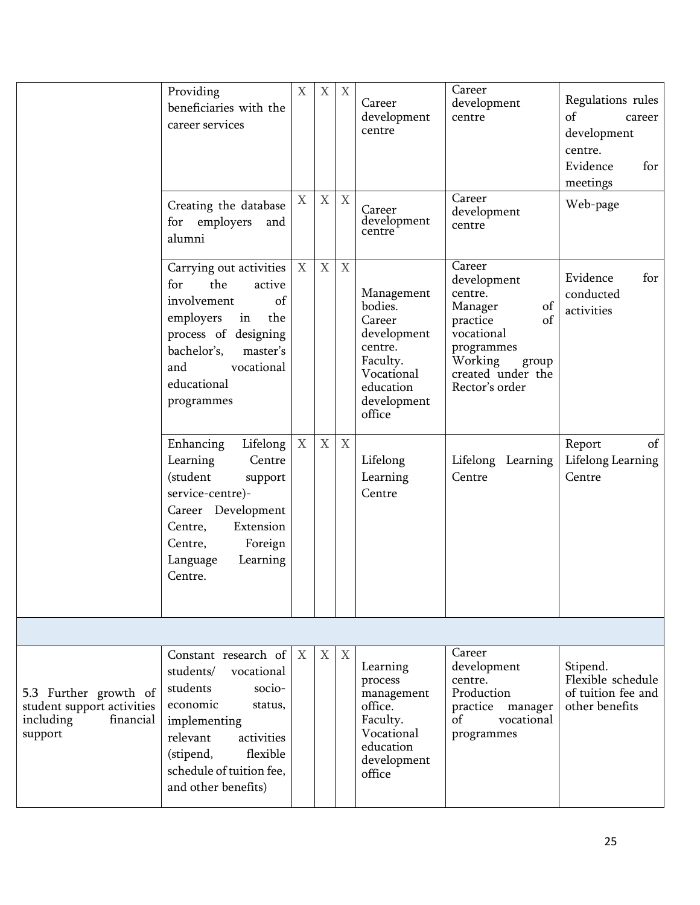|  |  |  |  |  |  |  |  |
|---|---|---|---|---|---|---|---|
|  | Providing beneficiaries with the career services | X | X | X | Career development centre | Career development centre | Regulations rules of career development centre. Evidence for meetings |
|  | Creating the database for employers and alumni | X | X | X | Career development centre | Career development centre | Web-page |
|  | Carrying out activities for the active involvement of employers in the process of designing bachelor's, master's and vocational educational programmes | X | X | X | Management bodies. Career development centre. Faculty. Vocational education development office | Career development centre. Manager of practice of vocational programmes Working group created under the Rector's order | Evidence for conducted activities |
|  | Enhancing Lifelong Learning Centre (student support service-centre)- Career Development Centre, Extension Centre, Foreign Language Learning Centre. | X | X | X | Lifelong Learning Centre | Lifelong Learning Centre | Report of Lifelong Learning Centre |
|  |  |  |  |  |  |  |  |
| 5.3 Further growth of student support activities including financial support | Constant research of students/ vocational students socio-economic status, implementing relevant activities (stipend, flexible schedule of tuition fee, and other benefits) | X | X | X | Learning process management office. Faculty. Vocational education development office | Career development centre. Production practice manager of vocational programmes | Stipend. Flexible schedule of tuition fee and other benefits |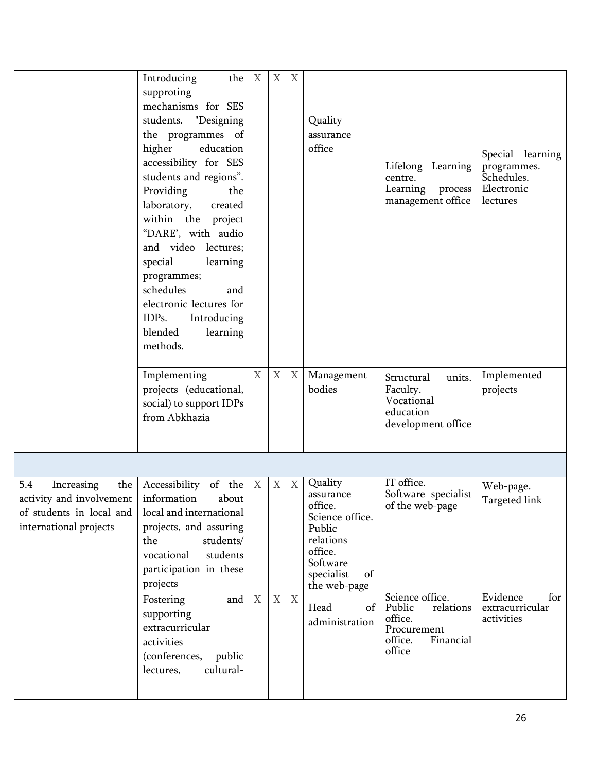| | | | | | | | |
|---|---|---|---|---|---|---|---|
| | Introducing the supproting mechanisms for SES students. "Designing the programmes of higher education accessibility for SES students and regions". Providing the laboratory, created within the project "DARE', with audio and video lectures; special learning programmes; schedules and electronic lectures for IDPs. Introducing blended learning methods. | X | X | X | Quality assurance office | Lifelong Learning centre. Learning process management office | Special learning programmes. Schedules. Electronic lectures |
| | Implementing projects (educational, social) to support IDPs from Abkhazia | X | X | X | Management bodies | Structural units. Faculty. Vocational education development office | Implemented projects |
| | | | | | | | |
| 5.4 Increasing the activity and involvement of students in local and international projects | Accessibility of the information about local and international projects, and assuring the students/ vocational students participation in these projects | X | X | X | Quality assurance office. Science office. Public relations office. Software specialist of the web-page | IT office. Software specialist of the web-page | Web-page. Targeted link |
| | Fostering and supporting extracurricular activities (conferences, public lectures, cultural- | X | X | X | Head of administration | Science office. Public relations office. Procurement office. Financial office | Evidence for extracurricular activities |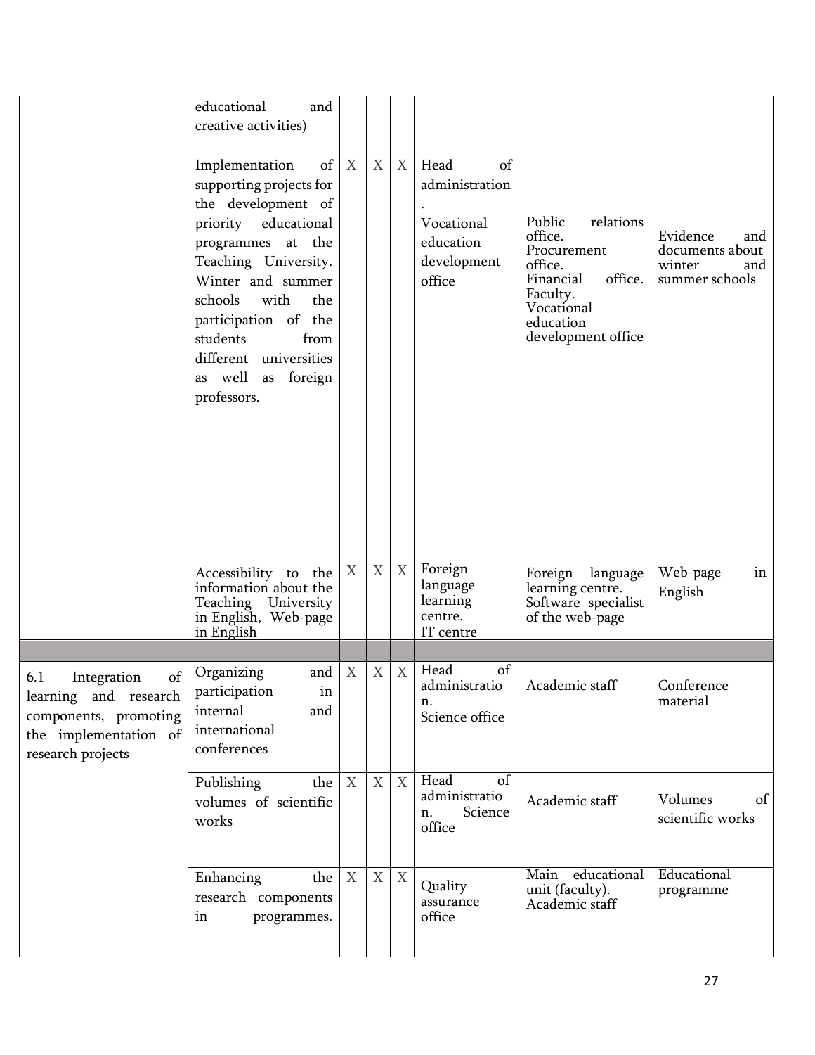| | | | | | | | |
|---|---|---|---|---|---|---|---|
| | educational and creative activities) | | | | | | |
| | Implementation of supporting projects for the development of priority educational programmes at the Teaching University. Winter and summer schools with the participation of the students from different universities as well as foreign professors. | X | X | X | Head of administration. Vocational education development office | Public relations office. Procurement office. Financial office. Faculty. Vocational education development office | Evidence and documents about winter and summer schools |
| | Accessibility to the information about the Teaching University in English, Web-page in English | X | X | X | Foreign language learning centre. IT centre | Foreign language learning centre. Software specialist of the web-page | Web-page in English |
| | | | | | | | |
| 6.1 Integration of learning and research components, promoting the implementation of research projects | Organizing and participation in internal and international conferences | X | X | X | Head of administration. Science office | Academic staff | Conference material |
| | Publishing the volumes of scientific works | X | X | X | Head of administration. Science office | Academic staff | Volumes of scientific works |
| | Enhancing the research components in programmes. | X | X | X | Quality assurance office | Main educational unit (faculty). Academic staff | Educational programme |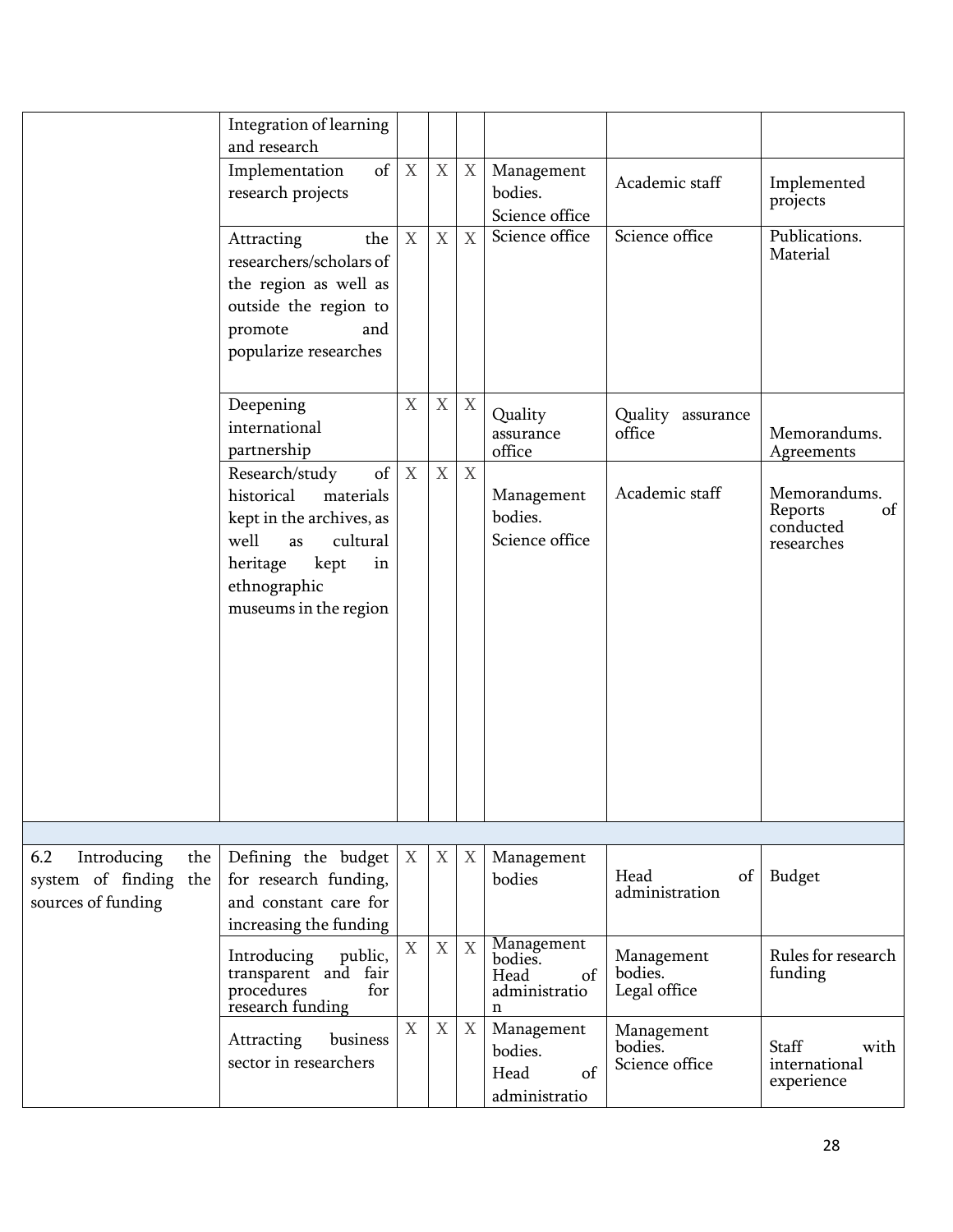| | | | | | | | |
|---|---|---|---|---|---|---|---|
| | Integration of learning and research | | | | | | |
| | Implementation of research projects | X | X | X | Management bodies. Science office | Academic staff | Implemented projects |
| | Attracting the researchers/scholars of the region as well as outside the region to promote and popularize researches | X | X | X | Science office | Science office | Publications. Material |
| | Deepening international partnership | X | X | X | Quality assurance office | Quality assurance office | Memorandums. Agreements |
| | Research/study of historical materials kept in the archives, as well as cultural heritage kept in ethnographic museums in the region | X | X | X | Management bodies. Science office | Academic staff | Memorandums. Reports of conducted researches |
| | | | | | | | |
| 6.2 Introducing the system of finding the sources of funding | Defining the budget for research funding, and constant care for increasing the funding | X | X | X | Management bodies | Head of administration | Budget |
| | Introducing public, transparent and fair procedures for research funding | X | X | X | Management bodies. Head of administration | Management bodies. Legal office | Rules for research funding |
| | Attracting business sector in researchers | X | X | X | Management bodies. Head of administratio | Management bodies. Science office | Staff with international experience |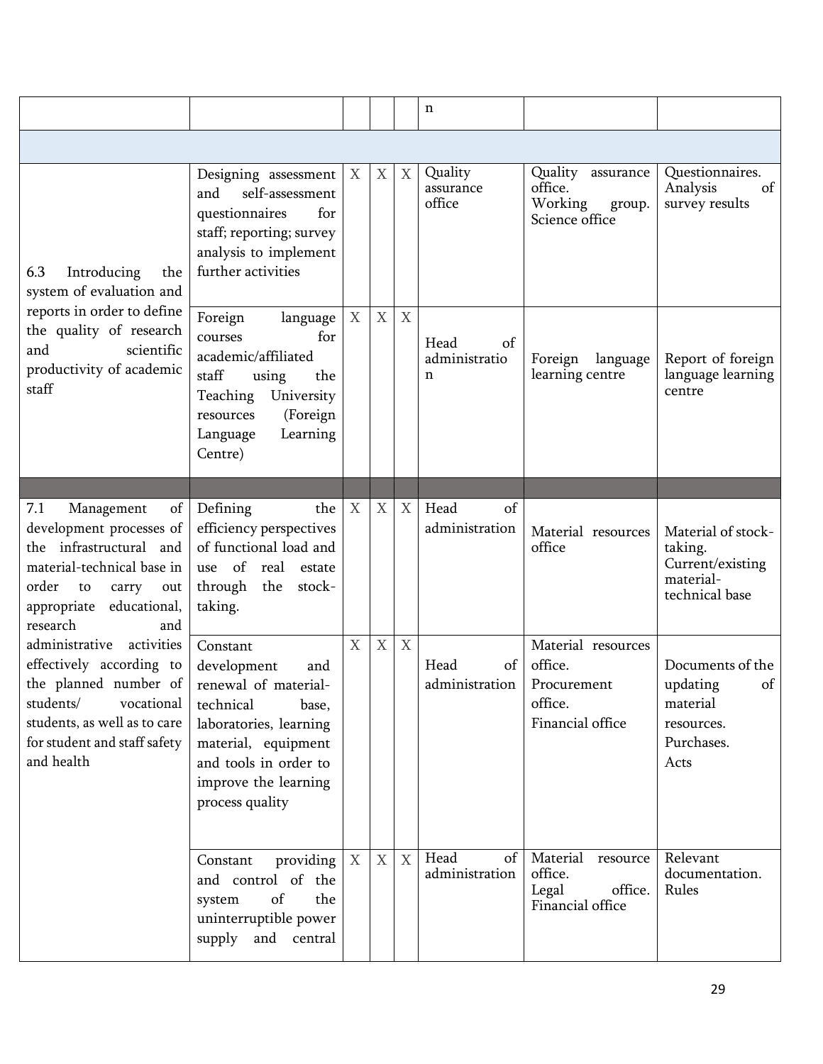| | | | | | | | |
|---|---|---|---|---|---|---|---|
| | | | | | n | | |
| | | | | | | | |
| 6.3 Introducing the system of evaluation and reports in order to define the quality of research and scientific productivity of academic staff | Designing assessment and self-assessment questionnaires for staff; reporting; survey analysis to implement further activities | X | X | X | Quality assurance office | Quality assurance office. Working group. Science office | Questionnaires. Analysis of survey results |
| | Foreign language courses for academic/affiliated staff using the Teaching University resources (Foreign Language Learning Centre) | X | X | X | Head of administration | Foreign language learning centre | Report of foreign language learning centre |
| | | | | | | | |
| 7.1 Management of development processes of the infrastructural and material-technical base in order to carry out appropriate educational, research and administrative activities effectively according to the planned number of students/ vocational students, as well as to care for student and staff safety and health | Defining the efficiency perspectives of functional load and use of real estate through the stock-taking. | X | X | X | Head of administration | Material resources office | Material of stock-taking. Current/existing material-technical base |
| | Constant development and renewal of material-technical base, laboratories, learning material, equipment and tools in order to improve the learning process quality | X | X | X | Head of administration | Material resources office. Procurement office. Financial office | Documents of the updating of material resources. Purchases. Acts |
| | Constant providing and control of the system of the uninterruptible power supply and central | X | X | X | Head of administration | Material resource office. Legal office. Financial office | Relevant documentation. Rules |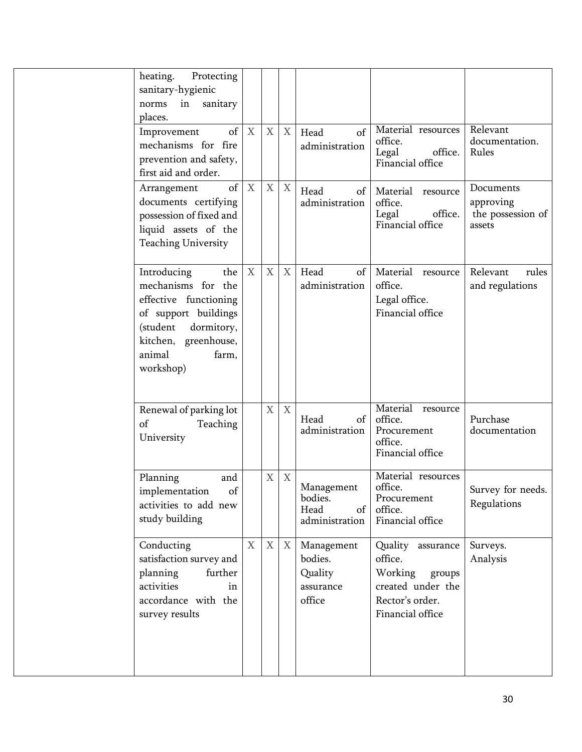| | | | | | | | |
|---|---|---|---|---|---|---|---|
| | heating. Protecting sanitary-hygienic norms in sanitary places. | | | | | | |
| | Improvement of mechanisms for fire prevention and safety, first aid and order. | X | X | X | Head of administration | Material resources office. Legal office. Financial office | Relevant documentation. Rules |
| | Arrangement of documents certifying possession of fixed and liquid assets of the Teaching University | X | X | X | Head of administration | Material resource office. Legal office. Financial office | Documents approving the possession of assets |
| | Introducing the mechanisms for the effective functioning of support buildings (student dormitory, kitchen, greenhouse, animal farm, workshop) | X | X | X | Head of administration | Material resource office. Legal office. Financial office | Relevant rules and regulations |
| | Renewal of parking lot of Teaching University | | X | X | Head of administration | Material resource office. Procurement office. Financial office | Purchase documentation |
| | Planning and implementation of activities to add new study building | | X | X | Management bodies. Head of administration | Material resources office. Procurement office. Financial office | Survey for needs. Regulations |
| | Conducting satisfaction survey and planning further activities in accordance with the survey results | X | X | X | Management bodies. Quality assurance office | Quality assurance office. Working groups created under the Rector's order. Financial office | Surveys. Analysis |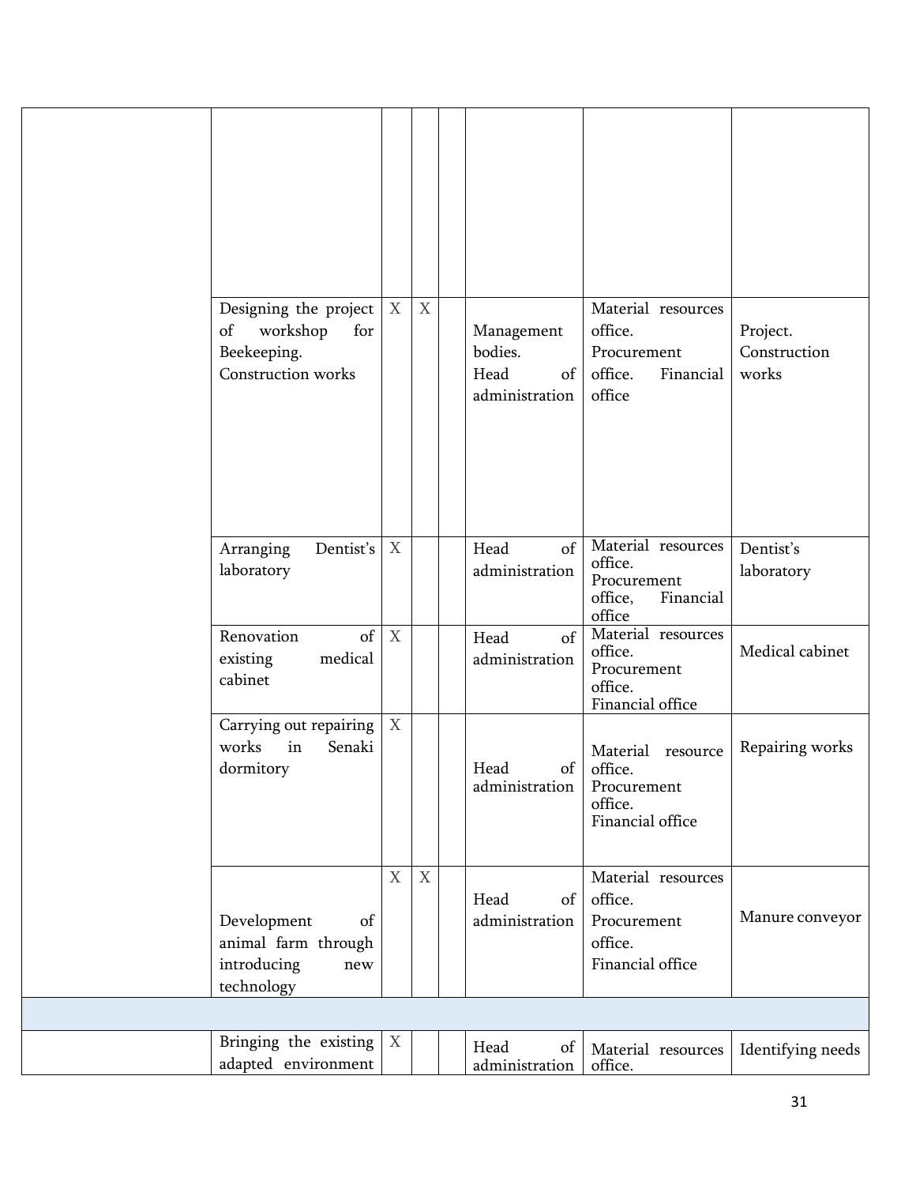| | | | | | | | |
|---|---|---|---|---|---|---|---|
| | | | | | | | |
| | Designing the project of workshop for Beekeeping. Construction works | X | X | | Management bodies. Head of administration | Material resources office. Procurement office. Financial office | Project. Construction works |
| | Arranging Dentist's laboratory | X | | | Head of administration | Material resources office. Procurement office, Financial office | Dentist's laboratory |
| | Renovation of existing medical cabinet | X | | | Head of administration | Material resources office. Procurement office. Financial office | Medical cabinet |
| | Carrying out repairing works in Senaki dormitory | X | | | Head of administration | Material resource office. Procurement office. Financial office | Repairing works |
| | Development of animal farm through introducing new technology | X | X | | Head of administration | Material resources office. Procurement office. Financial office | Manure conveyor |
| | | | | | | | |
| | Bringing the existing adapted environment | X | | | Head of administration | Material resources office. | Identifying needs |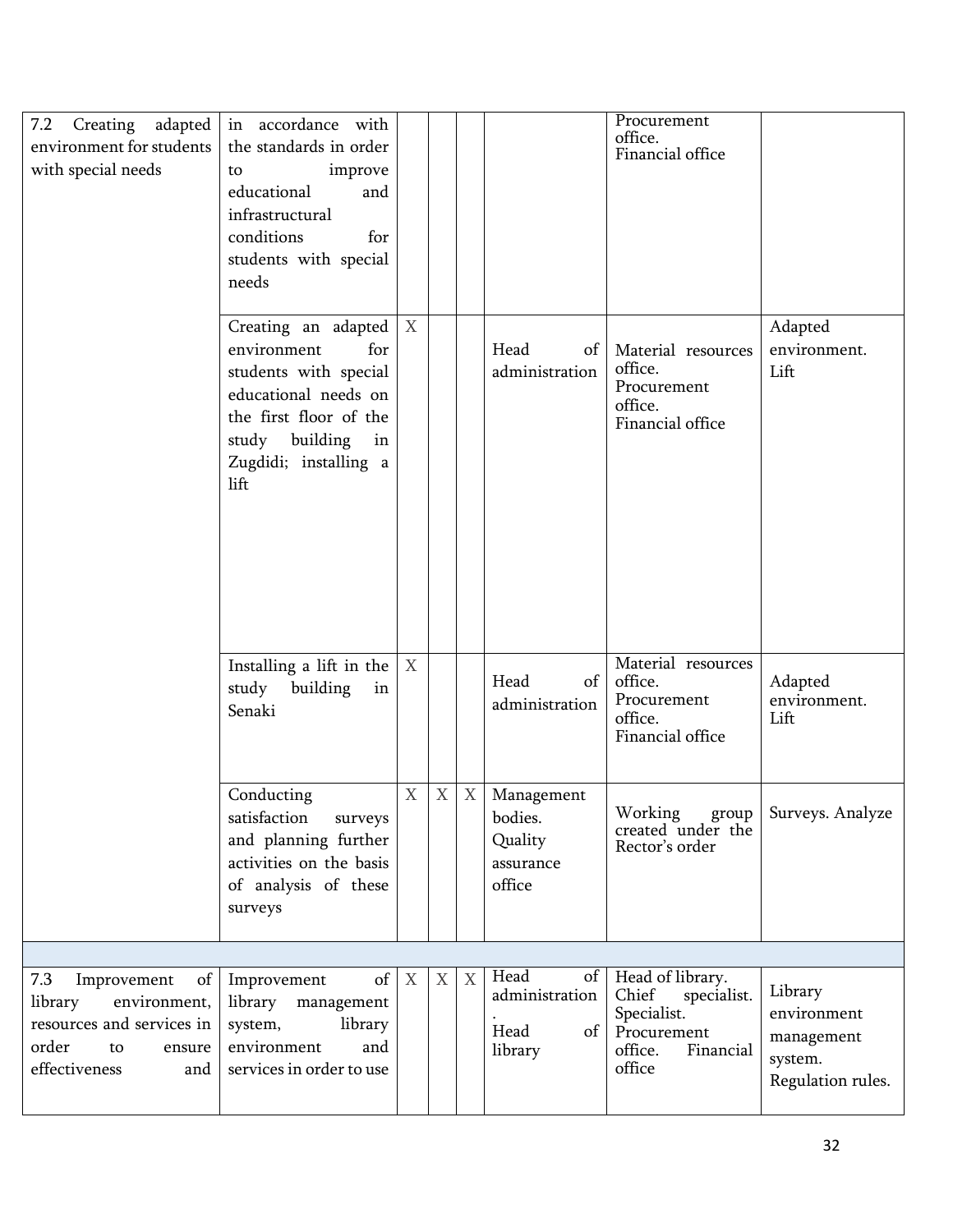| | | | | | | | |
|---|---|---|---|---|---|---|---|
| 7.2 Creating adapted environment for students with special needs | in accordance with the standards in order to improve educational and infrastructural conditions for students with special needs | | | | | Procurement office.<br>Financial office | |
| | Creating an adapted environment for students with special educational needs on the first floor of the study building in Zugdidi; installing a lift | X | | | Head of administration | Material resources office.<br>Procurement office.<br>Financial office | Adapted environment. Lift |
| | Installing a lift in the study building in Senaki | X | | | Head of administration | Material resources office.<br>Procurement office.<br>Financial office | Adapted environment. Lift |
| | Conducting satisfaction surveys and planning further activities on the basis of analysis of these surveys | X | X | X | Management bodies. Quality assurance office | Working group created under the Rector's order | Surveys. Analyze |
| | | | | | | | |
| 7.3 Improvement of library environment, resources and services in order to ensure effectiveness and | Improvement of library management system, library environment and services in order to use | X | X | X | Head of administration.<br>Head of library | Head of library.<br>Chief specialist.<br>Specialist.<br>Procurement office. Financial office | Library environment management system. Regulation rules. |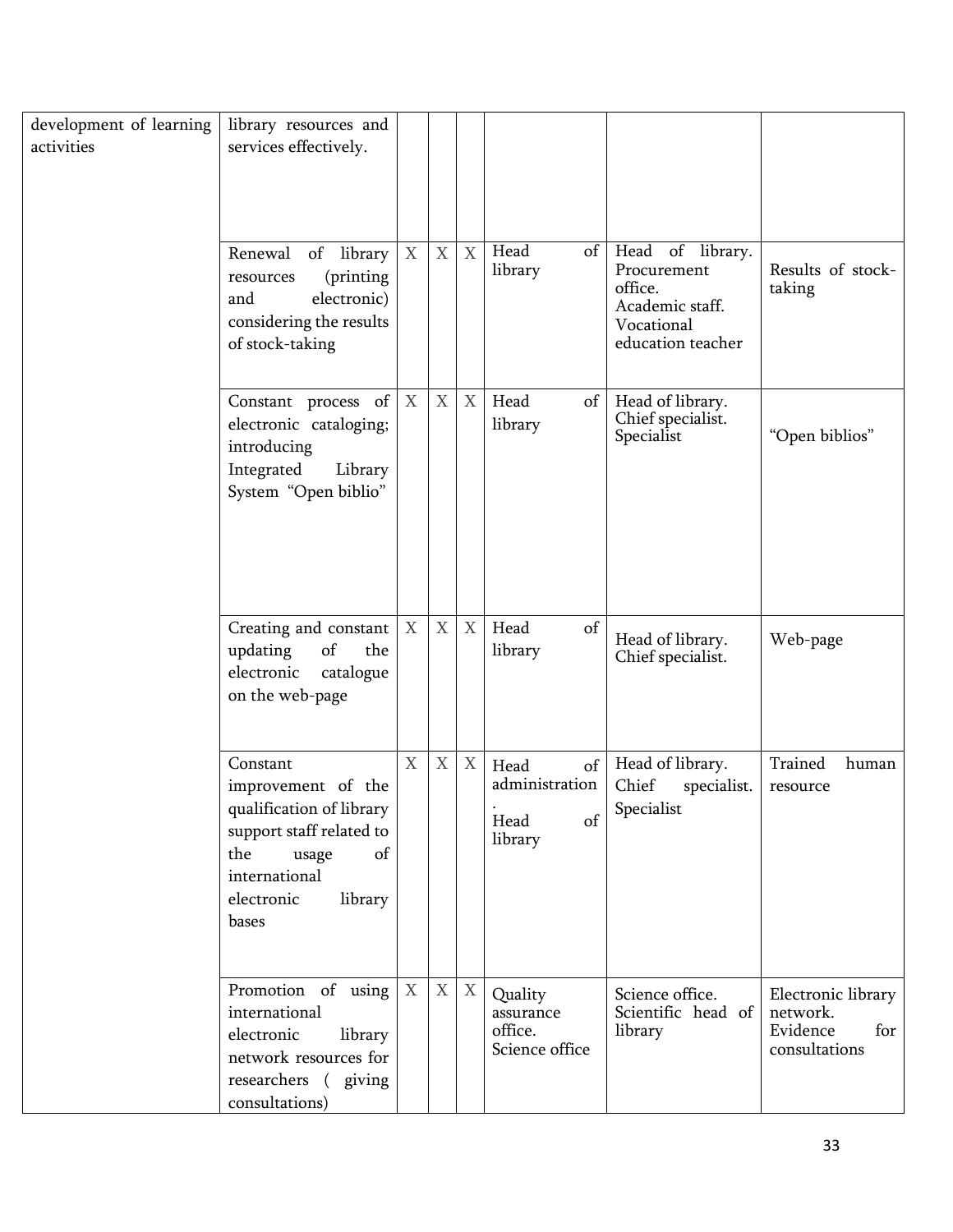| development of learning activities | library resources and services effectively. | | | | | | |
|---|---|---|---|---|---|---|---|
| | Renewal of library resources (printing and electronic) considering the results of stock-taking | X | X | X | Head of library | Head of library. Procurement office. Academic staff. Vocational education teacher | Results of stock-taking |
| | Constant process of electronic cataloging; introducing Integrated Library System "Open biblio" | X | X | X | Head of library | Head of library. Chief specialist. Specialist | "Open biblios" |
| | Creating and constant updating of the electronic catalogue on the web-page | X | X | X | Head of library | Head of library. Chief specialist. | Web-page |
| | Constant improvement of the qualification of library support staff related to the usage of international electronic library bases | X | X | X | Head of administration. Head of library | Head of library. Chief specialist. Specialist | Trained human resource |
| | Promotion of using international electronic library network resources for researchers ( giving consultations) | X | X | X | Quality assurance office. Science office | Science office. Scientific head of library | Electronic library network. Evidence for consultations |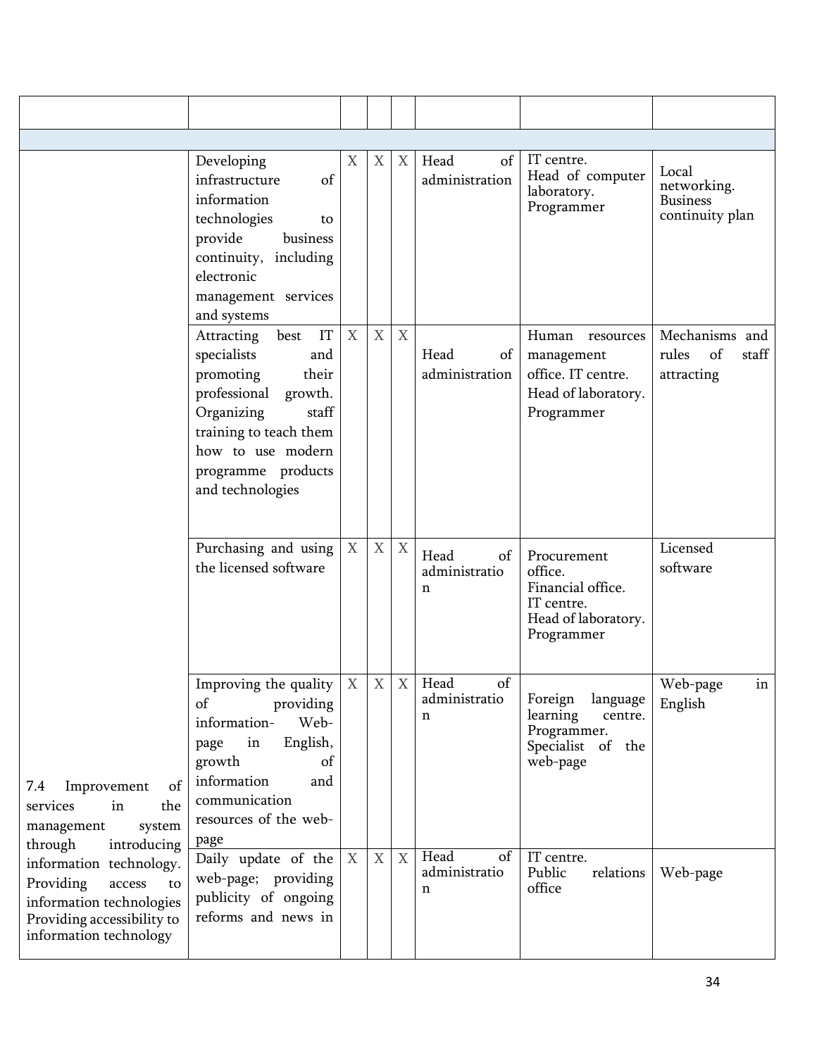| | | | | | | | |
|---|---|---|---|---|---|---|---|
| | | | | | | | |
| | Developing infrastructure of information technologies to provide business continuity, including electronic management services and systems | X | X | X | Head of administration | IT centre. Head of computer laboratory. Programmer | Local networking. Business continuity plan |
| | Attracting best IT specialists and promoting their professional growth. Organizing staff training to teach them how to use modern programme products and technologies | X | X | X | Head of administration | Human resources management office. IT centre. Head of laboratory. Programmer | Mechanisms and rules of staff attracting |
| | Purchasing and using the licensed software | X | X | X | Head of administration | Procurement office. Financial office. IT centre. Head of laboratory. Programmer | Licensed software |
| 7.4 Improvement of services in the management system through introducing information technology. Providing access to information technologies Providing accessibility to information technology | Improving the quality of providing information- Web-page in English, growth of information and communication resources of the web-page | X | X | X | Head of administration | Foreign language learning centre. Programmer. Specialist of the web-page | Web-page in English |
| | Daily update of the web-page; providing publicity of ongoing reforms and news in | X | X | X | Head of administration | IT centre. Public relations office | Web-page |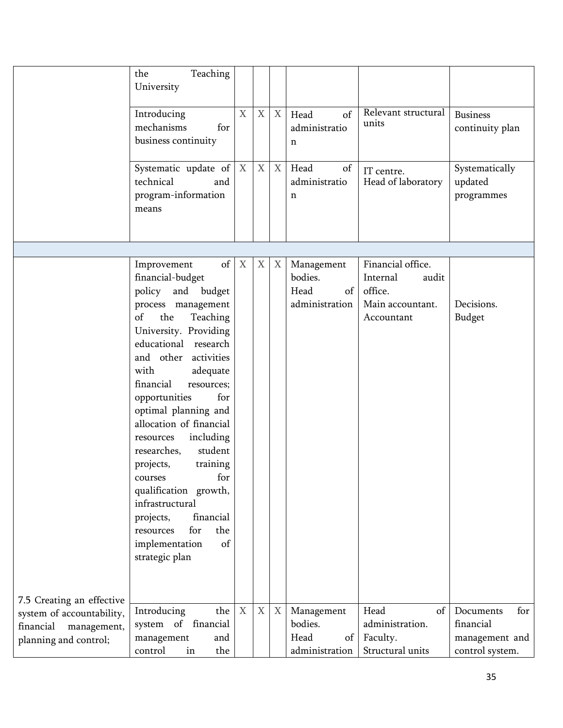| | | | | | | | |
|---|---|---|---|---|---|---|---|
| | the Teaching University | | | | | | |
| | Introducing mechanisms for business continuity | X | X | X | Head of administration | Relevant structural units | Business continuity plan |
| | Systematic update of technical and program-information means | X | X | X | Head of administration | IT centre. Head of laboratory | Systematically updated programmes |
| | | | | | | | |
| 7.5 Creating an effective system of accountability, financial management, planning and control; | Improvement of financial-budget policy and budget process management of the Teaching University. Providing educational research and other activities with adequate financial resources; opportunities for optimal planning and allocation of financial resources including researches, student projects, training courses for qualification growth, infrastructural projects, financial resources for the implementation of strategic plan | X | X | X | Management bodies. Head of administration | Financial office. Internal audit office. Main accountant. Accountant | Decisions. Budget |
| | Introducing the system of financial management and control in the | X | X | X | Management bodies. Head of administration | Head of administration. Faculty. Structural units | Documents for financial management and control system. |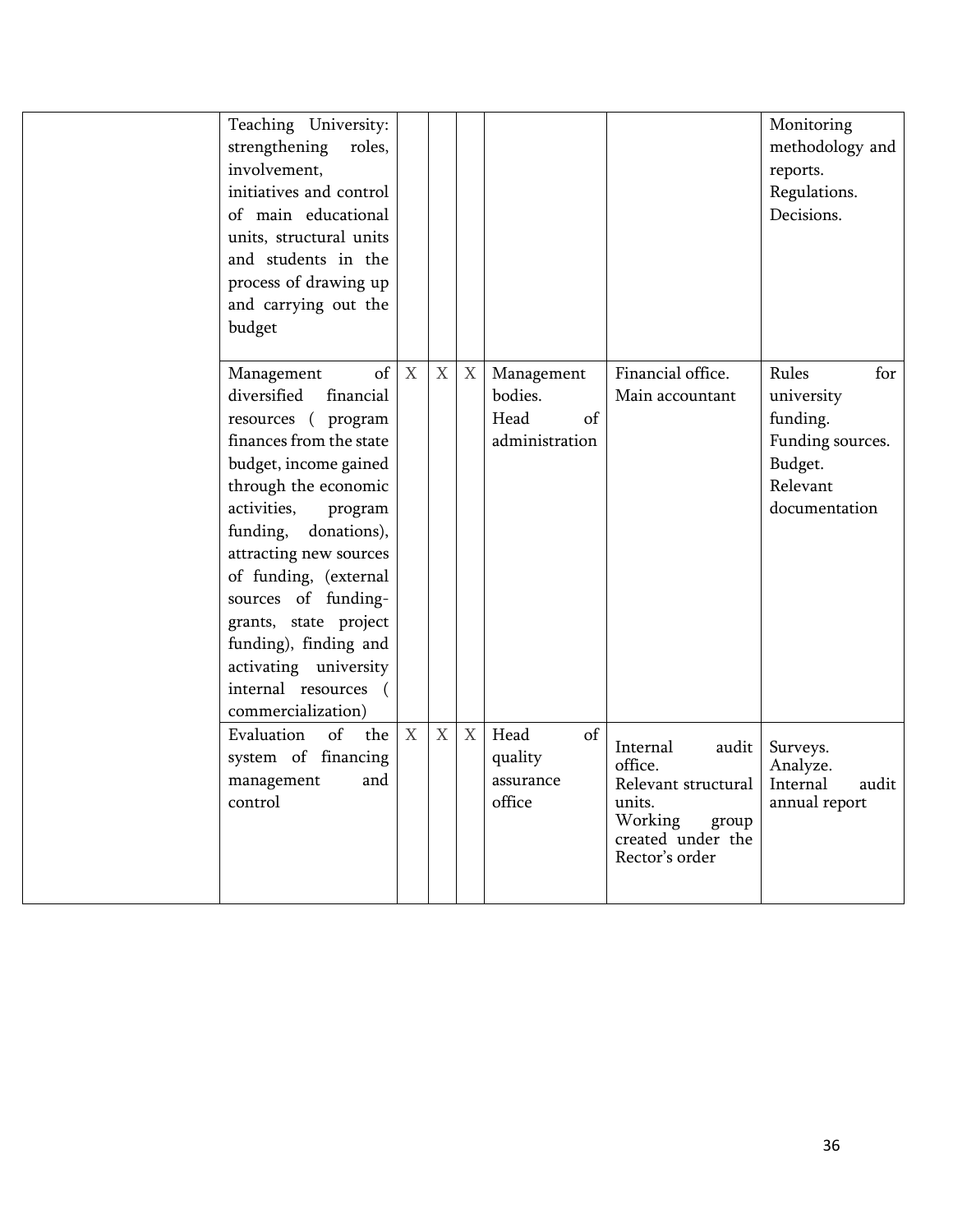| | | | | | | | |
|---|---|---|---|---|---|---|---|
| | Teaching University: strengthening roles, involvement, initiatives and control of main educational units, structural units and students in the process of drawing up and carrying out the budget | | | | | | Monitoring methodology and reports. Regulations. Decisions. |
| | Management of diversified financial resources ( program finances from the state budget, income gained through the economic activities, program funding, donations), attracting new sources of funding, (external sources of funding- grants, state project funding), finding and activating university internal resources ( commercialization) | X | X | X | Management bodies. Head of administration | Financial office. Main accountant | Rules for university funding. Funding sources. Budget. Relevant documentation |
| | Evaluation of the system of financing management and control | X | X | X | Head of quality assurance office | Internal audit office. Relevant structural units. Working group created under the Rector's order | Surveys. Analyze. Internal audit annual report |